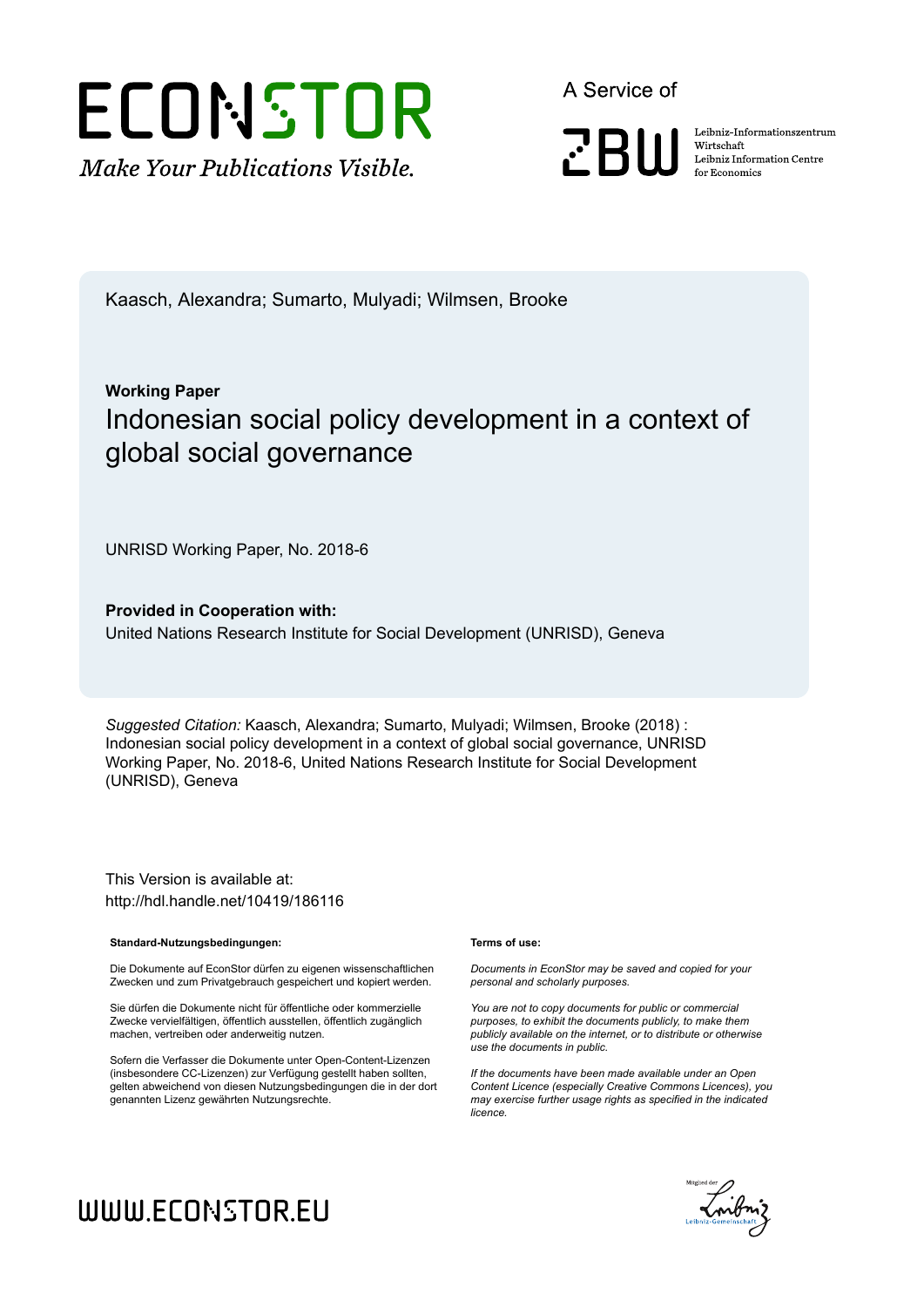Kaasch, Alexandra; Sumarto, Mulyadi; Wilmsen, Brooke

**Working Paper**

# Indonesian social policy development in a context of global social governance

UNRISD Working Paper, No. 2018-6

**Provided in Cooperation with:**

United Nations Research Institute for Social Development (UNRISD), Geneva

*Suggested Citation:* Kaasch, Alexandra; Sumarto, Mulyadi; Wilmsen, Brooke (2018) : Indonesian social policy development in a context of global social governance, UNRISD Working Paper, No. 2018-6, United Nations Research Institute for Social Development (UNRISD), Geneva

This Version is available at:
http://hdl.handle.net/10419/186116

**Standard-Nutzungsbedingungen:**

Die Dokumente auf EconStor dürfen zu eigenen wissenschaftlichen Zwecken und zum Privatgebrauch gespeichert und kopiert werden.

Sie dürfen die Dokumente nicht für öffentliche oder kommerzielle Zwecke vervielfältigen, öffentlich ausstellen, öffentlich zugänglich machen, vertreiben oder anderweitig nutzen.

Sofern die Verfasser die Dokumente unter Open-Content-Lizenzen (insbesondere CC-Lizenzen) zur Verfügung gestellt haben sollten, gelten abweichend von diesen Nutzungsbedingungen die in der dort genannten Lizenz gewährten Nutzungsrechte.

**Terms of use:**

*Documents in EconStor may be saved and copied for your personal and scholarly purposes.*

*You are not to copy documents for public or commercial purposes, to exhibit the documents publicly, to make them publicly available on the internet, or to distribute or otherwise use the documents in public.*

*If the documents have been made available under an Open Content Licence (especially Creative Commons Licences), you may exercise further usage rights as specified in the indicated licence.*

WWW.ECONSTOR.EU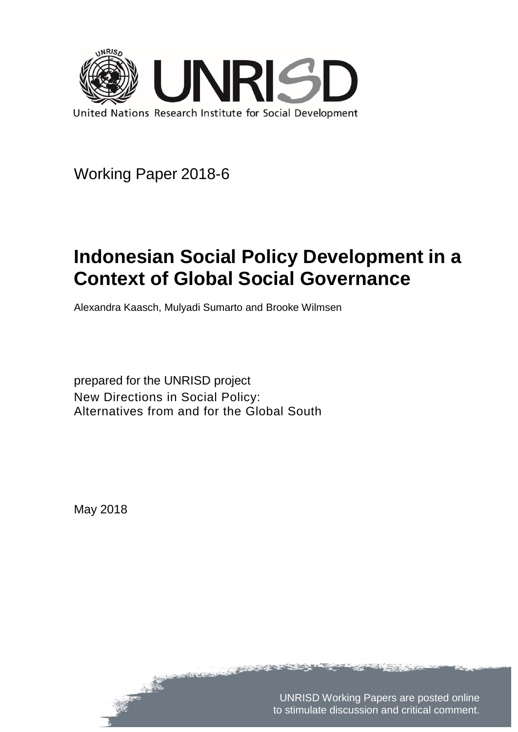United Nations Research Institute for Social Development

Working Paper 2018-6

# Indonesian Social Policy Development in a Context of Global Social Governance

Alexandra Kaasch, Mulyadi Sumarto and Brooke Wilmsen

prepared for the UNRISD project
New Directions in Social Policy:
Alternatives from and for the Global South

May 2018

UNRISD Working Papers are posted online to stimulate discussion and critical comment.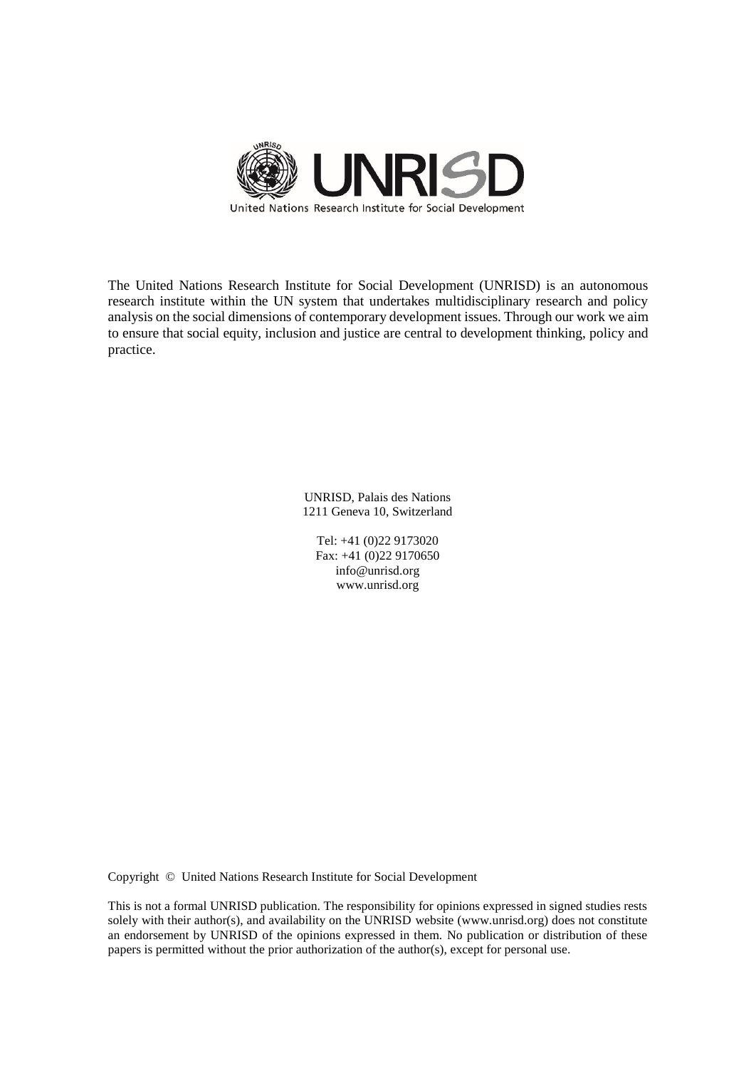United Nations Research Institute for Social Development

The United Nations Research Institute for Social Development (UNRISD) is an autonomous research institute within the UN system that undertakes multidisciplinary research and policy analysis on the social dimensions of contemporary development issues. Through our work we aim to ensure that social equity, inclusion and justice are central to development thinking, policy and practice.

UNRISD, Palais des Nations
1211 Geneva 10, Switzerland

Tel: +41 (0)22 9173020
Fax: +41 (0)22 9170650
info@unrisd.org
www.unrisd.org

Copyright © United Nations Research Institute for Social Development

This is not a formal UNRISD publication. The responsibility for opinions expressed in signed studies rests solely with their author(s), and availability on the UNRISD website (www.unrisd.org) does not constitute an endorsement by UNRISD of the opinions expressed in them. No publication or distribution of these papers is permitted without the prior authorization of the author(s), except for personal use.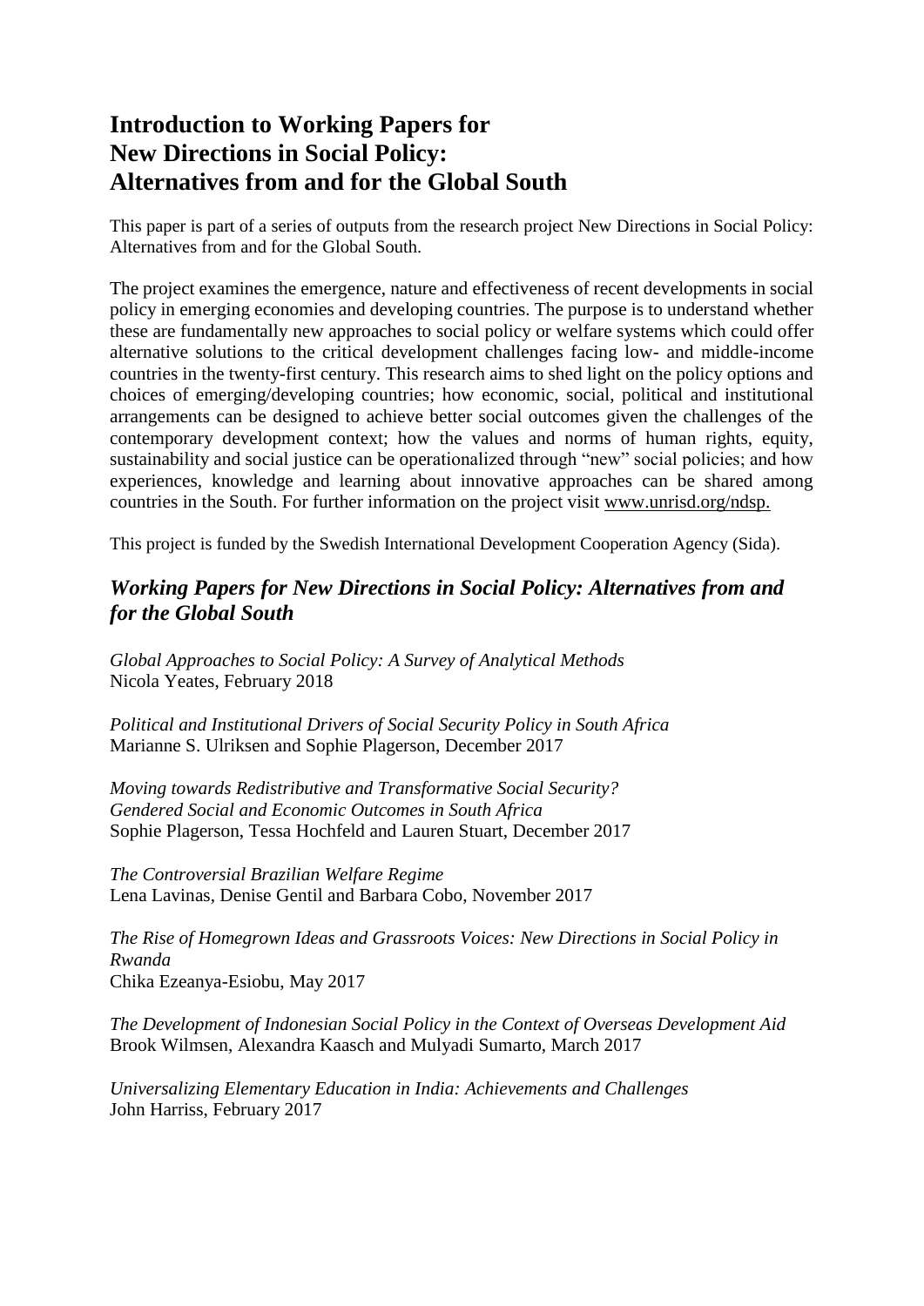# Introduction to Working Papers for New Directions in Social Policy: Alternatives from and for the Global South

This paper is part of a series of outputs from the research project New Directions in Social Policy: Alternatives from and for the Global South.

The project examines the emergence, nature and effectiveness of recent developments in social policy in emerging economies and developing countries. The purpose is to understand whether these are fundamentally new approaches to social policy or welfare systems which could offer alternative solutions to the critical development challenges facing low- and middle-income countries in the twenty-first century. This research aims to shed light on the policy options and choices of emerging/developing countries; how economic, social, political and institutional arrangements can be designed to achieve better social outcomes given the challenges of the contemporary development context; how the values and norms of human rights, equity, sustainability and social justice can be operationalized through "new" social policies; and how experiences, knowledge and learning about innovative approaches can be shared among countries in the South. For further information on the project visit www.unrisd.org/ndsp.

This project is funded by the Swedish International Development Cooperation Agency (Sida).

## *Working Papers for New Directions in Social Policy: Alternatives from and for the Global South*

*Global Approaches to Social Policy: A Survey of Analytical Methods*
Nicola Yeates, February 2018

*Political and Institutional Drivers of Social Security Policy in South Africa*
Marianne S. Ulriksen and Sophie Plagerson, December 2017

*Moving towards Redistributive and Transformative Social Security? Gendered Social and Economic Outcomes in South Africa*
Sophie Plagerson, Tessa Hochfeld and Lauren Stuart, December 2017

*The Controversial Brazilian Welfare Regime*
Lena Lavinas, Denise Gentil and Barbara Cobo, November 2017

*The Rise of Homegrown Ideas and Grassroots Voices: New Directions in Social Policy in Rwanda*
Chika Ezeanya-Esiobu, May 2017

*The Development of Indonesian Social Policy in the Context of Overseas Development Aid*
Brook Wilmsen, Alexandra Kaasch and Mulyadi Sumarto, March 2017

*Universalizing Elementary Education in India: Achievements and Challenges*
John Harriss, February 2017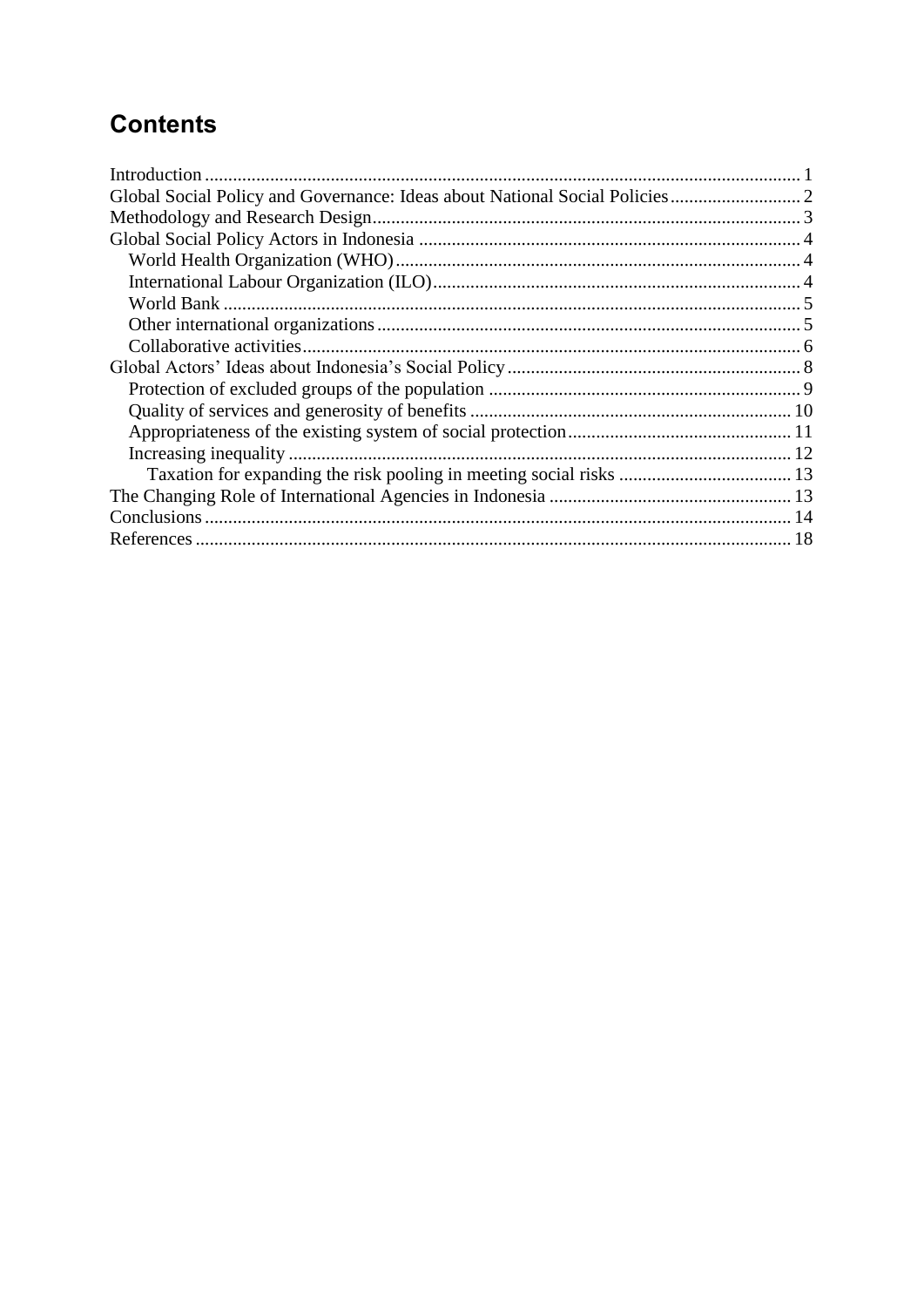## Contents

- Introduction ... 1
- Global Social Policy and Governance: Ideas about National Social Policies ... 2
- Methodology and Research Design ... 3
- Global Social Policy Actors in Indonesia ... 4
  - World Health Organization (WHO) ... 4
  - International Labour Organization (ILO) ... 4
  - World Bank ... 5
  - Other international organizations ... 5
  - Collaborative activities ... 6
- Global Actors' Ideas about Indonesia's Social Policy ... 8
  - Protection of excluded groups of the population ... 9
  - Quality of services and generosity of benefits ... 10
  - Appropriateness of the existing system of social protection ... 11
  - Increasing inequality ... 12
    - Taxation for expanding the risk pooling in meeting social risks ... 13
- The Changing Role of International Agencies in Indonesia ... 13
- Conclusions ... 14
- References ... 18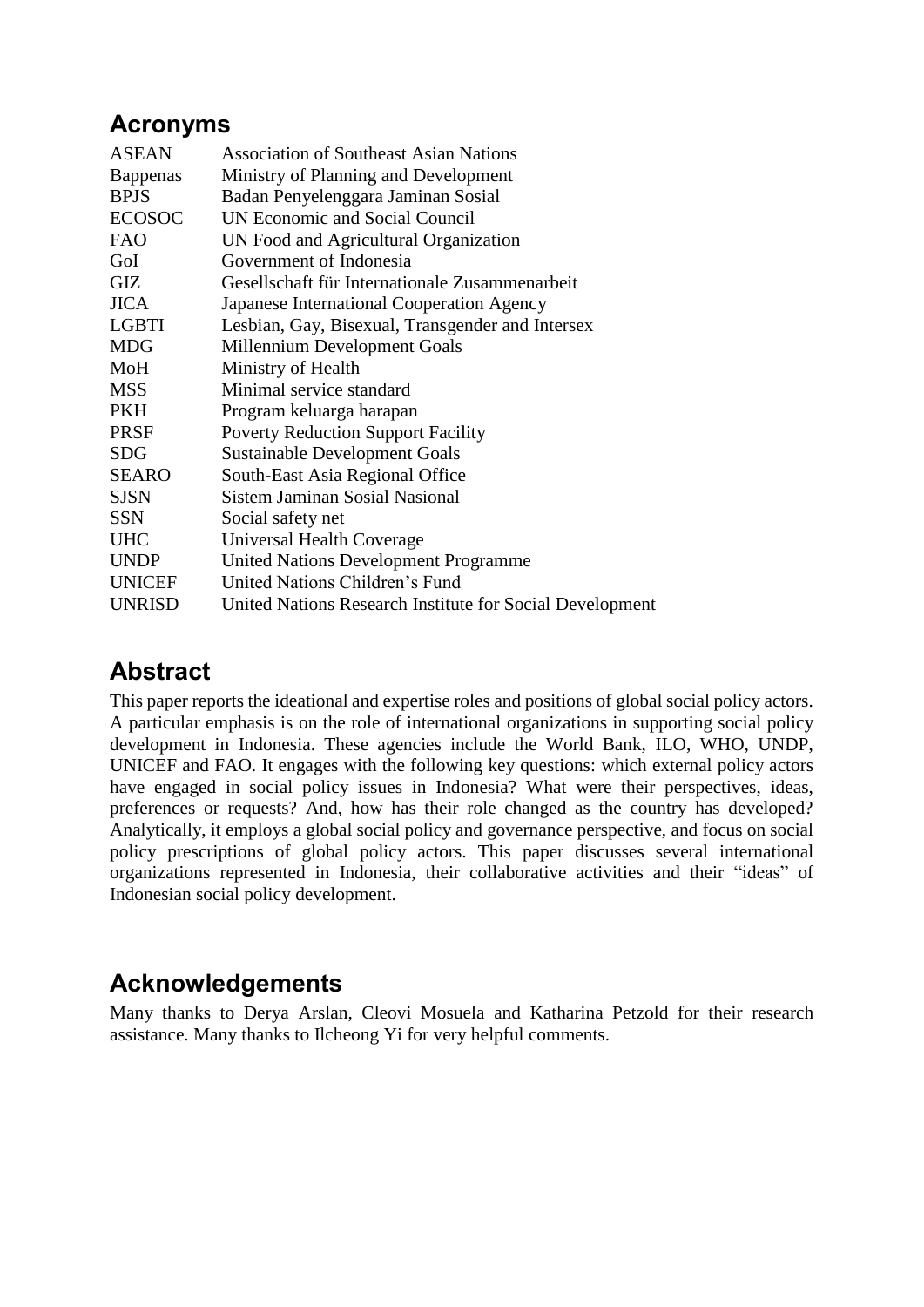## Acronyms

| | |
|---|---|
| ASEAN | Association of Southeast Asian Nations |
| Bappenas | Ministry of Planning and Development |
| BPJS | Badan Penyelenggara Jaminan Sosial |
| ECOSOC | UN Economic and Social Council |
| FAO | UN Food and Agricultural Organization |
| GoI | Government of Indonesia |
| GIZ | Gesellschaft für Internationale Zusammenarbeit |
| JICA | Japanese International Cooperation Agency |
| LGBTI | Lesbian, Gay, Bisexual, Transgender and Intersex |
| MDG | Millennium Development Goals |
| MoH | Ministry of Health |
| MSS | Minimal service standard |
| PKH | Program keluarga harapan |
| PRSF | Poverty Reduction Support Facility |
| SDG | Sustainable Development Goals |
| SEARO | South-East Asia Regional Office |
| SJSN | Sistem Jaminan Sosial Nasional |
| SSN | Social safety net |
| UHC | Universal Health Coverage |
| UNDP | United Nations Development Programme |
| UNICEF | United Nations Children's Fund |
| UNRISD | United Nations Research Institute for Social Development |

## Abstract

This paper reports the ideational and expertise roles and positions of global social policy actors. A particular emphasis is on the role of international organizations in supporting social policy development in Indonesia. These agencies include the World Bank, ILO, WHO, UNDP, UNICEF and FAO. It engages with the following key questions: which external policy actors have engaged in social policy issues in Indonesia? What were their perspectives, ideas, preferences or requests? And, how has their role changed as the country has developed? Analytically, it employs a global social policy and governance perspective, and focus on social policy prescriptions of global policy actors. This paper discusses several international organizations represented in Indonesia, their collaborative activities and their "ideas" of Indonesian social policy development.

## Acknowledgements

Many thanks to Derya Arslan, Cleovi Mosuela and Katharina Petzold for their research assistance. Many thanks to Ilcheong Yi for very helpful comments.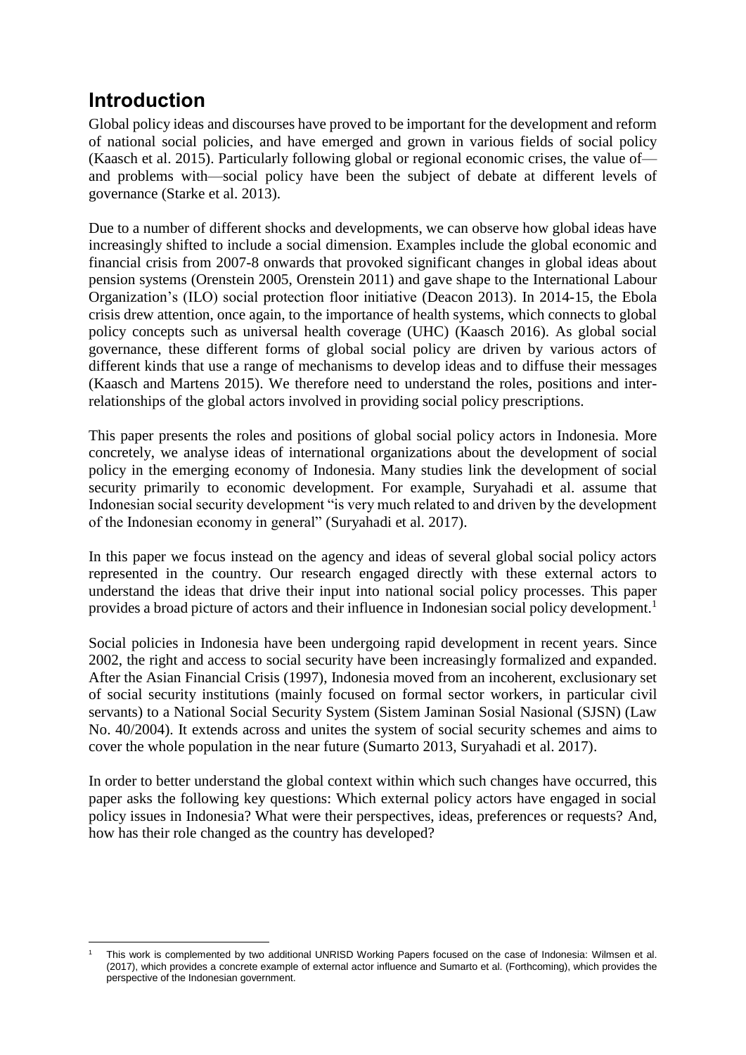# Introduction

Global policy ideas and discourses have proved to be important for the development and reform of national social policies, and have emerged and grown in various fields of social policy (Kaasch et al. 2015). Particularly following global or regional economic crises, the value of—and problems with—social policy have been the subject of debate at different levels of governance (Starke et al. 2013).

Due to a number of different shocks and developments, we can observe how global ideas have increasingly shifted to include a social dimension. Examples include the global economic and financial crisis from 2007-8 onwards that provoked significant changes in global ideas about pension systems (Orenstein 2005, Orenstein 2011) and gave shape to the International Labour Organization's (ILO) social protection floor initiative (Deacon 2013). In 2014-15, the Ebola crisis drew attention, once again, to the importance of health systems, which connects to global policy concepts such as universal health coverage (UHC) (Kaasch 2016). As global social governance, these different forms of global social policy are driven by various actors of different kinds that use a range of mechanisms to develop ideas and to diffuse their messages (Kaasch and Martens 2015). We therefore need to understand the roles, positions and inter-relationships of the global actors involved in providing social policy prescriptions.

This paper presents the roles and positions of global social policy actors in Indonesia. More concretely, we analyse ideas of international organizations about the development of social policy in the emerging economy of Indonesia. Many studies link the development of social security primarily to economic development. For example, Suryahadi et al. assume that Indonesian social security development "is very much related to and driven by the development of the Indonesian economy in general" (Suryahadi et al. 2017).

In this paper we focus instead on the agency and ideas of several global social policy actors represented in the country. Our research engaged directly with these external actors to understand the ideas that drive their input into national social policy processes. This paper provides a broad picture of actors and their influence in Indonesian social policy development.[1]

Social policies in Indonesia have been undergoing rapid development in recent years. Since 2002, the right and access to social security have been increasingly formalized and expanded. After the Asian Financial Crisis (1997), Indonesia moved from an incoherent, exclusionary set of social security institutions (mainly focused on formal sector workers, in particular civil servants) to a National Social Security System (Sistem Jaminan Sosial Nasional (SJSN) (Law No. 40/2004). It extends across and unites the system of social security schemes and aims to cover the whole population in the near future (Sumarto 2013, Suryahadi et al. 2017).

In order to better understand the global context within which such changes have occurred, this paper asks the following key questions: Which external policy actors have engaged in social policy issues in Indonesia? What were their perspectives, ideas, preferences or requests? And, how has their role changed as the country has developed?

[1] This work is complemented by two additional UNRISD Working Papers focused on the case of Indonesia: Wilmsen et al. (2017), which provides a concrete example of external actor influence and Sumarto et al. (Forthcoming), which provides the perspective of the Indonesian government.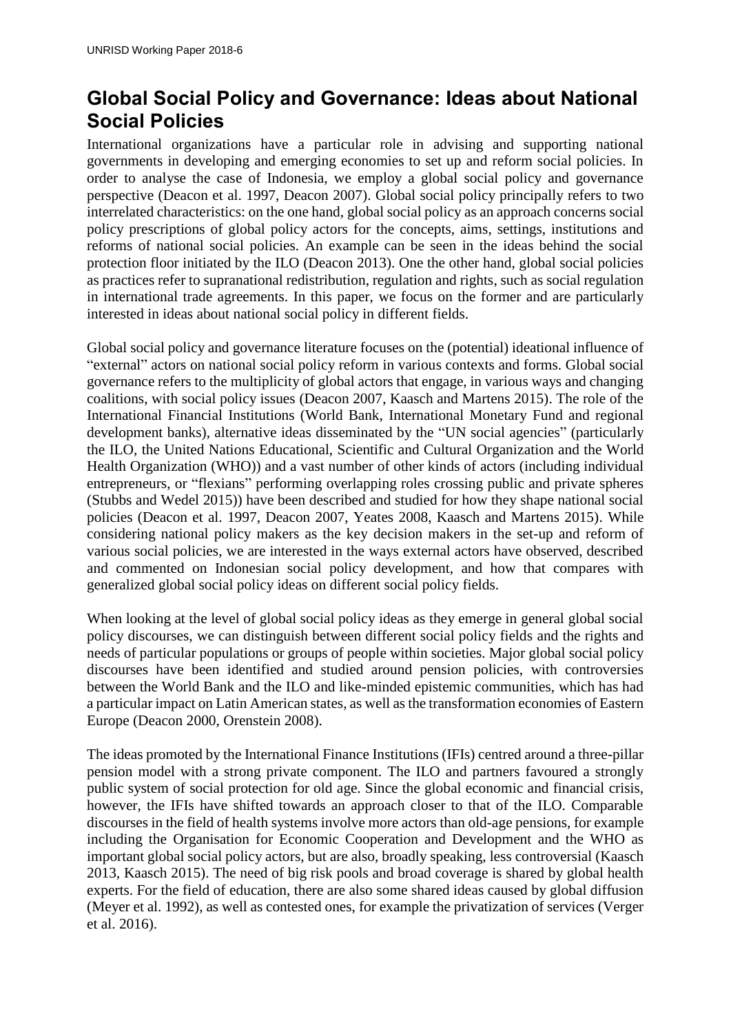## Global Social Policy and Governance: Ideas about National Social Policies

International organizations have a particular role in advising and supporting national governments in developing and emerging economies to set up and reform social policies. In order to analyse the case of Indonesia, we employ a global social policy and governance perspective (Deacon et al. 1997, Deacon 2007). Global social policy principally refers to two interrelated characteristics: on the one hand, global social policy as an approach concerns social policy prescriptions of global policy actors for the concepts, aims, settings, institutions and reforms of national social policies. An example can be seen in the ideas behind the social protection floor initiated by the ILO (Deacon 2013). One the other hand, global social policies as practices refer to supranational redistribution, regulation and rights, such as social regulation in international trade agreements. In this paper, we focus on the former and are particularly interested in ideas about national social policy in different fields.

Global social policy and governance literature focuses on the (potential) ideational influence of "external" actors on national social policy reform in various contexts and forms. Global social governance refers to the multiplicity of global actors that engage, in various ways and changing coalitions, with social policy issues (Deacon 2007, Kaasch and Martens 2015). The role of the International Financial Institutions (World Bank, International Monetary Fund and regional development banks), alternative ideas disseminated by the "UN social agencies" (particularly the ILO, the United Nations Educational, Scientific and Cultural Organization and the World Health Organization (WHO)) and a vast number of other kinds of actors (including individual entrepreneurs, or "flexians" performing overlapping roles crossing public and private spheres (Stubbs and Wedel 2015)) have been described and studied for how they shape national social policies (Deacon et al. 1997, Deacon 2007, Yeates 2008, Kaasch and Martens 2015). While considering national policy makers as the key decision makers in the set-up and reform of various social policies, we are interested in the ways external actors have observed, described and commented on Indonesian social policy development, and how that compares with generalized global social policy ideas on different social policy fields.

When looking at the level of global social policy ideas as they emerge in general global social policy discourses, we can distinguish between different social policy fields and the rights and needs of particular populations or groups of people within societies. Major global social policy discourses have been identified and studied around pension policies, with controversies between the World Bank and the ILO and like-minded epistemic communities, which has had a particular impact on Latin American states, as well as the transformation economies of Eastern Europe (Deacon 2000, Orenstein 2008).

The ideas promoted by the International Finance Institutions (IFIs) centred around a three-pillar pension model with a strong private component. The ILO and partners favoured a strongly public system of social protection for old age. Since the global economic and financial crisis, however, the IFIs have shifted towards an approach closer to that of the ILO. Comparable discourses in the field of health systems involve more actors than old-age pensions, for example including the Organisation for Economic Cooperation and Development and the WHO as important global social policy actors, but are also, broadly speaking, less controversial (Kaasch 2013, Kaasch 2015). The need of big risk pools and broad coverage is shared by global health experts. For the field of education, there are also some shared ideas caused by global diffusion (Meyer et al. 1992), as well as contested ones, for example the privatization of services (Verger et al. 2016).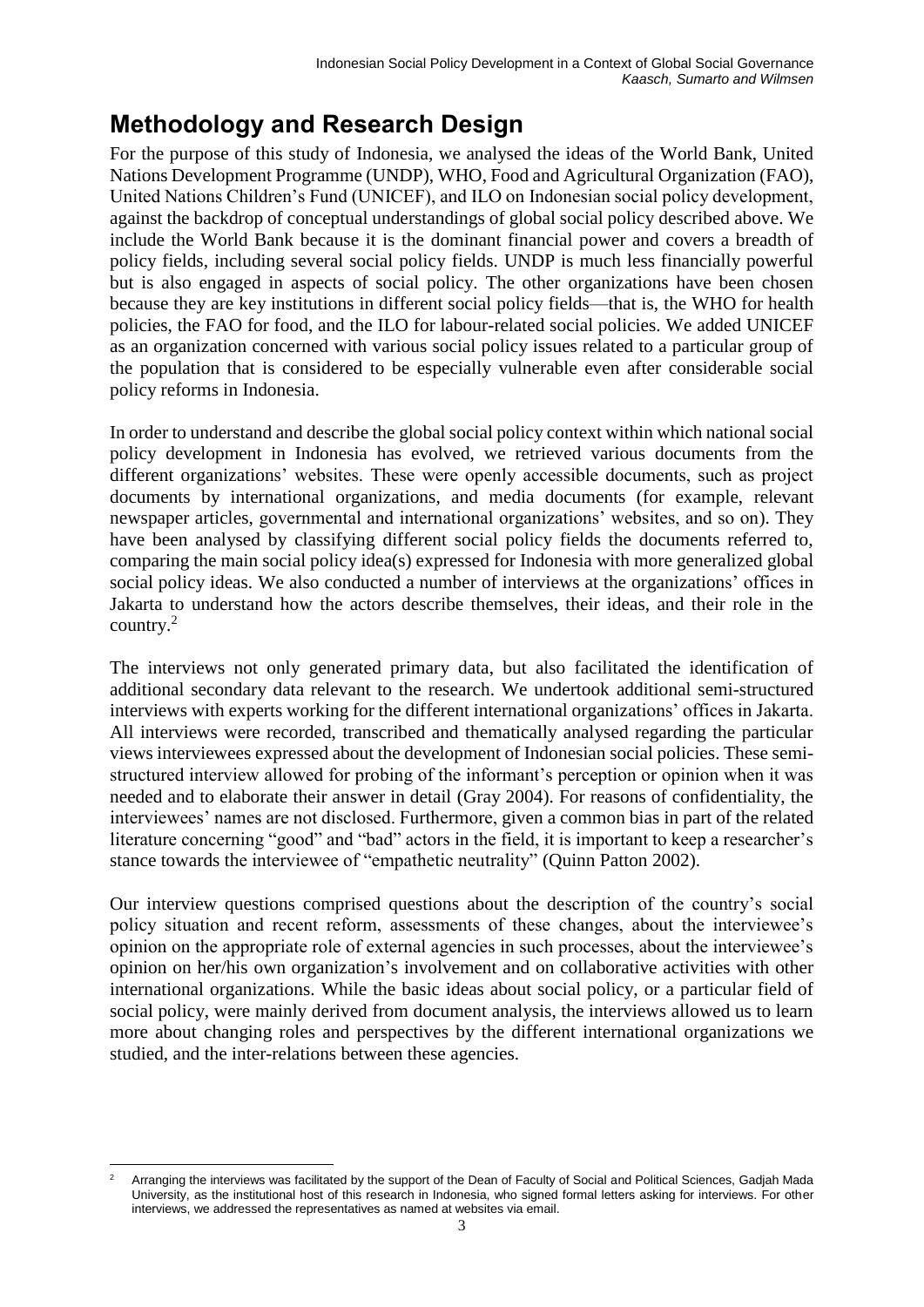## Methodology and Research Design

For the purpose of this study of Indonesia, we analysed the ideas of the World Bank, United Nations Development Programme (UNDP), WHO, Food and Agricultural Organization (FAO), United Nations Children's Fund (UNICEF), and ILO on Indonesian social policy development, against the backdrop of conceptual understandings of global social policy described above. We include the World Bank because it is the dominant financial power and covers a breadth of policy fields, including several social policy fields. UNDP is much less financially powerful but is also engaged in aspects of social policy. The other organizations have been chosen because they are key institutions in different social policy fields—that is, the WHO for health policies, the FAO for food, and the ILO for labour-related social policies. We added UNICEF as an organization concerned with various social policy issues related to a particular group of the population that is considered to be especially vulnerable even after considerable social policy reforms in Indonesia.

In order to understand and describe the global social policy context within which national social policy development in Indonesia has evolved, we retrieved various documents from the different organizations' websites. These were openly accessible documents, such as project documents by international organizations, and media documents (for example, relevant newspaper articles, governmental and international organizations' websites, and so on). They have been analysed by classifying different social policy fields the documents referred to, comparing the main social policy idea(s) expressed for Indonesia with more generalized global social policy ideas. We also conducted a number of interviews at the organizations' offices in Jakarta to understand how the actors describe themselves, their ideas, and their role in the country.[2]

The interviews not only generated primary data, but also facilitated the identification of additional secondary data relevant to the research. We undertook additional semi-structured interviews with experts working for the different international organizations' offices in Jakarta. All interviews were recorded, transcribed and thematically analysed regarding the particular views interviewees expressed about the development of Indonesian social policies. These semi-structured interview allowed for probing of the informant's perception or opinion when it was needed and to elaborate their answer in detail (Gray 2004). For reasons of confidentiality, the interviewees' names are not disclosed. Furthermore, given a common bias in part of the related literature concerning "good" and "bad" actors in the field, it is important to keep a researcher's stance towards the interviewee of "empathetic neutrality" (Quinn Patton 2002).

Our interview questions comprised questions about the description of the country's social policy situation and recent reform, assessments of these changes, about the interviewee's opinion on the appropriate role of external agencies in such processes, about the interviewee's opinion on her/his own organization's involvement and on collaborative activities with other international organizations. While the basic ideas about social policy, or a particular field of social policy, were mainly derived from document analysis, the interviews allowed us to learn more about changing roles and perspectives by the different international organizations we studied, and the inter-relations between these agencies.

[2] Arranging the interviews was facilitated by the support of the Dean of Faculty of Social and Political Sciences, Gadjah Mada University, as the institutional host of this research in Indonesia, who signed formal letters asking for interviews. For other interviews, we addressed the representatives as named at websites via email.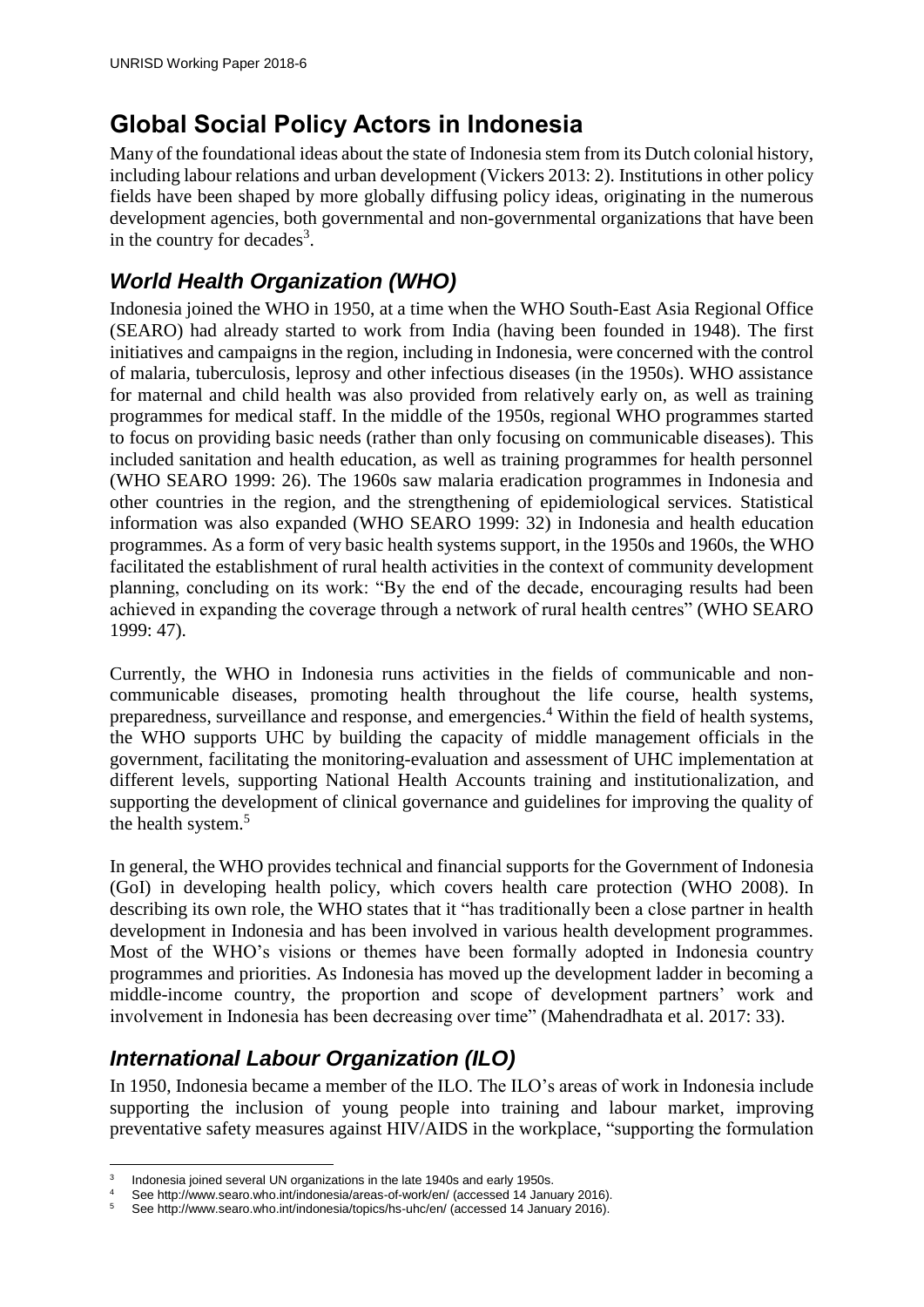# Global Social Policy Actors in Indonesia

Many of the foundational ideas about the state of Indonesia stem from its Dutch colonial history, including labour relations and urban development (Vickers 2013: 2). Institutions in other policy fields have been shaped by more globally diffusing policy ideas, originating in the numerous development agencies, both governmental and non-governmental organizations that have been in the country for decades[3].

## *World Health Organization (WHO)*

Indonesia joined the WHO in 1950, at a time when the WHO South-East Asia Regional Office (SEARO) had already started to work from India (having been founded in 1948). The first initiatives and campaigns in the region, including in Indonesia, were concerned with the control of malaria, tuberculosis, leprosy and other infectious diseases (in the 1950s). WHO assistance for maternal and child health was also provided from relatively early on, as well as training programmes for medical staff. In the middle of the 1950s, regional WHO programmes started to focus on providing basic needs (rather than only focusing on communicable diseases). This included sanitation and health education, as well as training programmes for health personnel (WHO SEARO 1999: 26). The 1960s saw malaria eradication programmes in Indonesia and other countries in the region, and the strengthening of epidemiological services. Statistical information was also expanded (WHO SEARO 1999: 32) in Indonesia and health education programmes. As a form of very basic health systems support, in the 1950s and 1960s, the WHO facilitated the establishment of rural health activities in the context of community development planning, concluding on its work: "By the end of the decade, encouraging results had been achieved in expanding the coverage through a network of rural health centres" (WHO SEARO 1999: 47).

Currently, the WHO in Indonesia runs activities in the fields of communicable and non-communicable diseases, promoting health throughout the life course, health systems, preparedness, surveillance and response, and emergencies.[4] Within the field of health systems, the WHO supports UHC by building the capacity of middle management officials in the government, facilitating the monitoring-evaluation and assessment of UHC implementation at different levels, supporting National Health Accounts training and institutionalization, and supporting the development of clinical governance and guidelines for improving the quality of the health system.[5]

In general, the WHO provides technical and financial supports for the Government of Indonesia (GoI) in developing health policy, which covers health care protection (WHO 2008). In describing its own role, the WHO states that it "has traditionally been a close partner in health development in Indonesia and has been involved in various health development programmes. Most of the WHO's visions or themes have been formally adopted in Indonesia country programmes and priorities. As Indonesia has moved up the development ladder in becoming a middle-income country, the proportion and scope of development partners' work and involvement in Indonesia has been decreasing over time" (Mahendradhata et al. 2017: 33).

## *International Labour Organization (ILO)*

In 1950, Indonesia became a member of the ILO. The ILO's areas of work in Indonesia include supporting the inclusion of young people into training and labour market, improving preventative safety measures against HIV/AIDS in the workplace, "supporting the formulation

---

[3] Indonesia joined several UN organizations in the late 1940s and early 1950s.

[4] See http://www.searo.who.int/indonesia/areas-of-work/en/ (accessed 14 January 2016).

[5] See http://www.searo.who.int/indonesia/topics/hs-uhc/en/ (accessed 14 January 2016).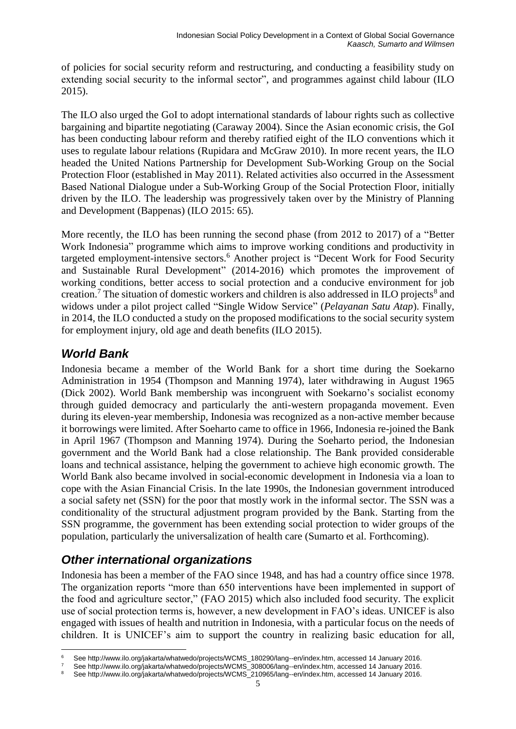of policies for social security reform and restructuring, and conducting a feasibility study on extending social security to the informal sector", and programmes against child labour (ILO 2015).

The ILO also urged the GoI to adopt international standards of labour rights such as collective bargaining and bipartite negotiating (Caraway 2004). Since the Asian economic crisis, the GoI has been conducting labour reform and thereby ratified eight of the ILO conventions which it uses to regulate labour relations (Rupidara and McGraw 2010). In more recent years, the ILO headed the United Nations Partnership for Development Sub-Working Group on the Social Protection Floor (established in May 2011). Related activities also occurred in the Assessment Based National Dialogue under a Sub-Working Group of the Social Protection Floor, initially driven by the ILO. The leadership was progressively taken over by the Ministry of Planning and Development (Bappenas) (ILO 2015: 65).

More recently, the ILO has been running the second phase (from 2012 to 2017) of a "Better Work Indonesia" programme which aims to improve working conditions and productivity in targeted employment-intensive sectors.[6] Another project is "Decent Work for Food Security and Sustainable Rural Development" (2014-2016) which promotes the improvement of working conditions, better access to social protection and a conducive environment for job creation.[7] The situation of domestic workers and children is also addressed in ILO projects[8] and widows under a pilot project called "Single Widow Service" (*Pelayanan Satu Atap*). Finally, in 2014, the ILO conducted a study on the proposed modifications to the social security system for employment injury, old age and death benefits (ILO 2015).

## *World Bank*

Indonesia became a member of the World Bank for a short time during the Soekarno Administration in 1954 (Thompson and Manning 1974), later withdrawing in August 1965 (Dick 2002). World Bank membership was incongruent with Soekarno's socialist economy through guided democracy and particularly the anti-western propaganda movement. Even during its eleven-year membership, Indonesia was recognized as a non-active member because it borrowings were limited. After Soeharto came to office in 1966, Indonesia re-joined the Bank in April 1967 (Thompson and Manning 1974). During the Soeharto period, the Indonesian government and the World Bank had a close relationship. The Bank provided considerable loans and technical assistance, helping the government to achieve high economic growth. The World Bank also became involved in social-economic development in Indonesia via a loan to cope with the Asian Financial Crisis. In the late 1990s, the Indonesian government introduced a social safety net (SSN) for the poor that mostly work in the informal sector. The SSN was a conditionality of the structural adjustment program provided by the Bank. Starting from the SSN programme, the government has been extending social protection to wider groups of the population, particularly the universalization of health care (Sumarto et al. Forthcoming).

## *Other international organizations*

Indonesia has been a member of the FAO since 1948, and has had a country office since 1978. The organization reports "more than 650 interventions have been implemented in support of the food and agriculture sector," (FAO 2015) which also included food security. The explicit use of social protection terms is, however, a new development in FAO's ideas. UNICEF is also engaged with issues of health and nutrition in Indonesia, with a particular focus on the needs of children. It is UNICEF's aim to support the country in realizing basic education for all,

[6] See http://www.ilo.org/jakarta/whatwedo/projects/WCMS_180290/lang--en/index.htm, accessed 14 January 2016.

[7] See http://www.ilo.org/jakarta/whatwedo/projects/WCMS_308006/lang--en/index.htm, accessed 14 January 2016.

[8] See http://www.ilo.org/jakarta/whatwedo/projects/WCMS_210965/lang--en/index.htm, accessed 14 January 2016.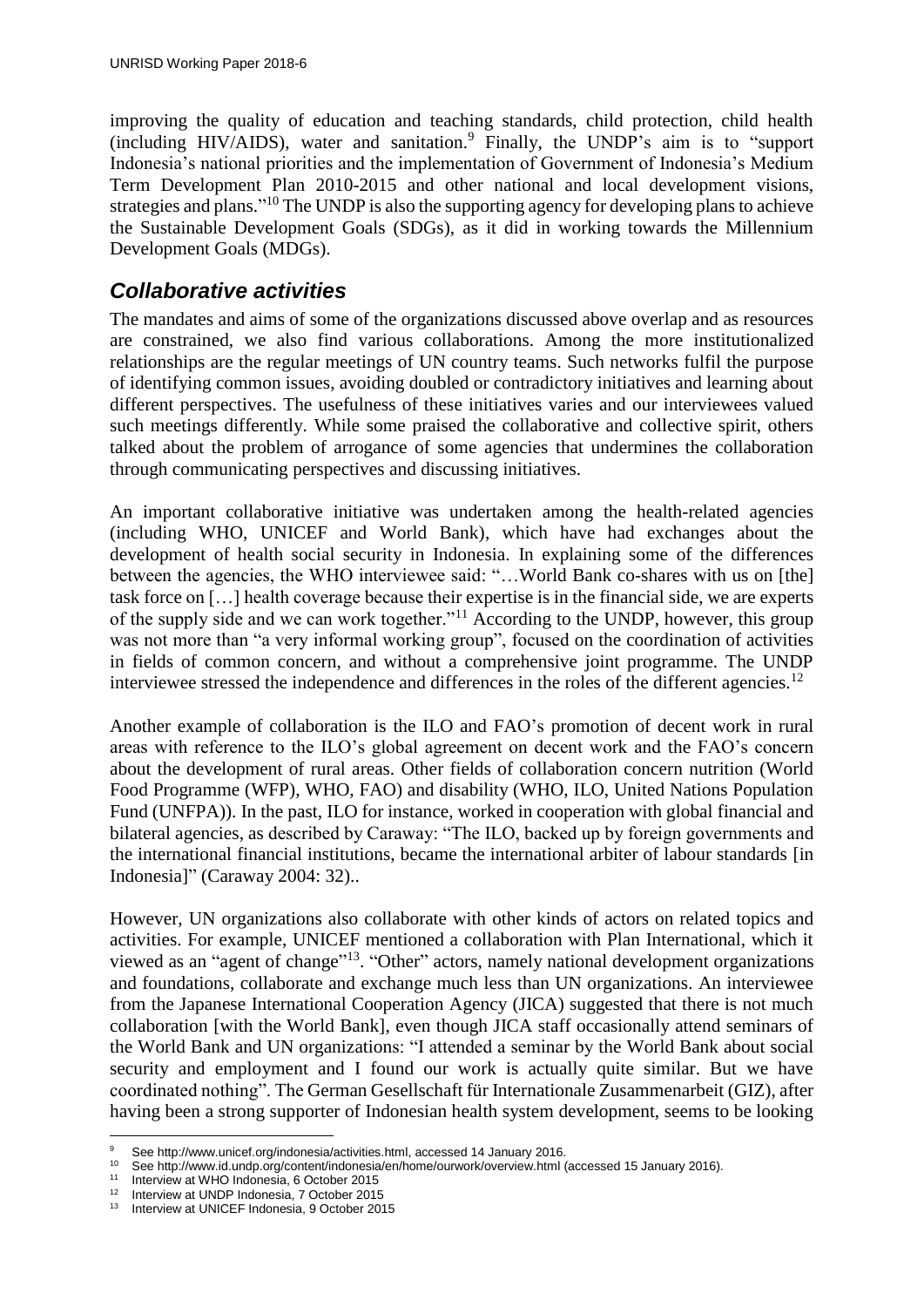improving the quality of education and teaching standards, child protection, child health (including HIV/AIDS), water and sanitation.[9] Finally, the UNDP's aim is to "support Indonesia's national priorities and the implementation of Government of Indonesia's Medium Term Development Plan 2010-2015 and other national and local development visions, strategies and plans."[10] The UNDP is also the supporting agency for developing plans to achieve the Sustainable Development Goals (SDGs), as it did in working towards the Millennium Development Goals (MDGs).

## *Collaborative activities*

The mandates and aims of some of the organizations discussed above overlap and as resources are constrained, we also find various collaborations. Among the more institutionalized relationships are the regular meetings of UN country teams. Such networks fulfil the purpose of identifying common issues, avoiding doubled or contradictory initiatives and learning about different perspectives. The usefulness of these initiatives varies and our interviewees valued such meetings differently. While some praised the collaborative and collective spirit, others talked about the problem of arrogance of some agencies that undermines the collaboration through communicating perspectives and discussing initiatives.

An important collaborative initiative was undertaken among the health-related agencies (including WHO, UNICEF and World Bank), which have had exchanges about the development of health social security in Indonesia. In explaining some of the differences between the agencies, the WHO interviewee said: "…World Bank co-shares with us on [the] task force on […] health coverage because their expertise is in the financial side, we are experts of the supply side and we can work together."[11] According to the UNDP, however, this group was not more than "a very informal working group", focused on the coordination of activities in fields of common concern, and without a comprehensive joint programme. The UNDP interviewee stressed the independence and differences in the roles of the different agencies.[12]

Another example of collaboration is the ILO and FAO's promotion of decent work in rural areas with reference to the ILO's global agreement on decent work and the FAO's concern about the development of rural areas. Other fields of collaboration concern nutrition (World Food Programme (WFP), WHO, FAO) and disability (WHO, ILO, United Nations Population Fund (UNFPA)). In the past, ILO for instance, worked in cooperation with global financial and bilateral agencies, as described by Caraway: "The ILO, backed up by foreign governments and the international financial institutions, became the international arbiter of labour standards [in Indonesia]" (Caraway 2004: 32)..

However, UN organizations also collaborate with other kinds of actors on related topics and activities. For example, UNICEF mentioned a collaboration with Plan International, which it viewed as an "agent of change"[13]. "Other" actors, namely national development organizations and foundations, collaborate and exchange much less than UN organizations. An interviewee from the Japanese International Cooperation Agency (JICA) suggested that there is not much collaboration [with the World Bank], even though JICA staff occasionally attend seminars of the World Bank and UN organizations: "I attended a seminar by the World Bank about social security and employment and I found our work is actually quite similar. But we have coordinated nothing". The German Gesellschaft für Internationale Zusammenarbeit (GIZ), after having been a strong supporter of Indonesian health system development, seems to be looking

---

[9] See http://www.unicef.org/indonesia/activities.html, accessed 14 January 2016.

[10] See http://www.id.undp.org/content/indonesia/en/home/ourwork/overview.html (accessed 15 January 2016).

[11] Interview at WHO Indonesia, 6 October 2015

[12] Interview at UNDP Indonesia, 7 October 2015

[13] Interview at UNICEF Indonesia, 9 October 2015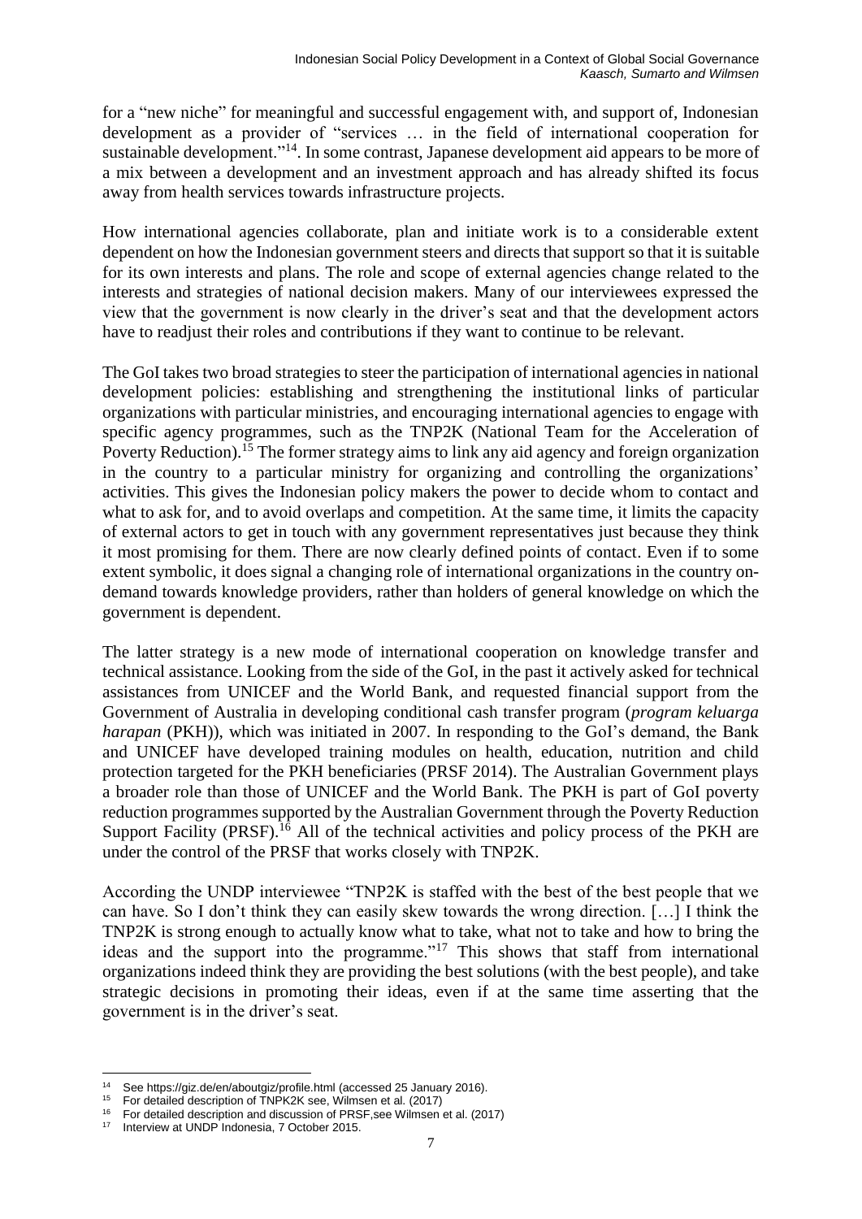for a "new niche" for meaningful and successful engagement with, and support of, Indonesian development as a provider of "services … in the field of international cooperation for sustainable development."[14]. In some contrast, Japanese development aid appears to be more of a mix between a development and an investment approach and has already shifted its focus away from health services towards infrastructure projects.

How international agencies collaborate, plan and initiate work is to a considerable extent dependent on how the Indonesian government steers and directs that support so that it is suitable for its own interests and plans. The role and scope of external agencies change related to the interests and strategies of national decision makers. Many of our interviewees expressed the view that the government is now clearly in the driver's seat and that the development actors have to readjust their roles and contributions if they want to continue to be relevant.

The GoI takes two broad strategies to steer the participation of international agencies in national development policies: establishing and strengthening the institutional links of particular organizations with particular ministries, and encouraging international agencies to engage with specific agency programmes, such as the TNP2K (National Team for the Acceleration of Poverty Reduction).[15] The former strategy aims to link any aid agency and foreign organization in the country to a particular ministry for organizing and controlling the organizations' activities. This gives the Indonesian policy makers the power to decide whom to contact and what to ask for, and to avoid overlaps and competition. At the same time, it limits the capacity of external actors to get in touch with any government representatives just because they think it most promising for them. There are now clearly defined points of contact. Even if to some extent symbolic, it does signal a changing role of international organizations in the country on-demand towards knowledge providers, rather than holders of general knowledge on which the government is dependent.

The latter strategy is a new mode of international cooperation on knowledge transfer and technical assistance. Looking from the side of the GoI, in the past it actively asked for technical assistances from UNICEF and the World Bank, and requested financial support from the Government of Australia in developing conditional cash transfer program (*program keluarga harapan* (PKH)), which was initiated in 2007. In responding to the GoI's demand, the Bank and UNICEF have developed training modules on health, education, nutrition and child protection targeted for the PKH beneficiaries (PRSF 2014). The Australian Government plays a broader role than those of UNICEF and the World Bank. The PKH is part of GoI poverty reduction programmes supported by the Australian Government through the Poverty Reduction Support Facility (PRSF).[16] All of the technical activities and policy process of the PKH are under the control of the PRSF that works closely with TNP2K.

According the UNDP interviewee "TNP2K is staffed with the best of the best people that we can have. So I don't think they can easily skew towards the wrong direction. […] I think the TNP2K is strong enough to actually know what to take, what not to take and how to bring the ideas and the support into the programme."[17] This shows that staff from international organizations indeed think they are providing the best solutions (with the best people), and take strategic decisions in promoting their ideas, even if at the same time asserting that the government is in the driver's seat.

---

[14] See https://giz.de/en/aboutgiz/profile.html (accessed 25 January 2016).

[15] For detailed description of TNPK2K see, Wilmsen et al. (2017)

[16] For detailed description and discussion of PRSF,see Wilmsen et al. (2017)

[17] Interview at UNDP Indonesia, 7 October 2015.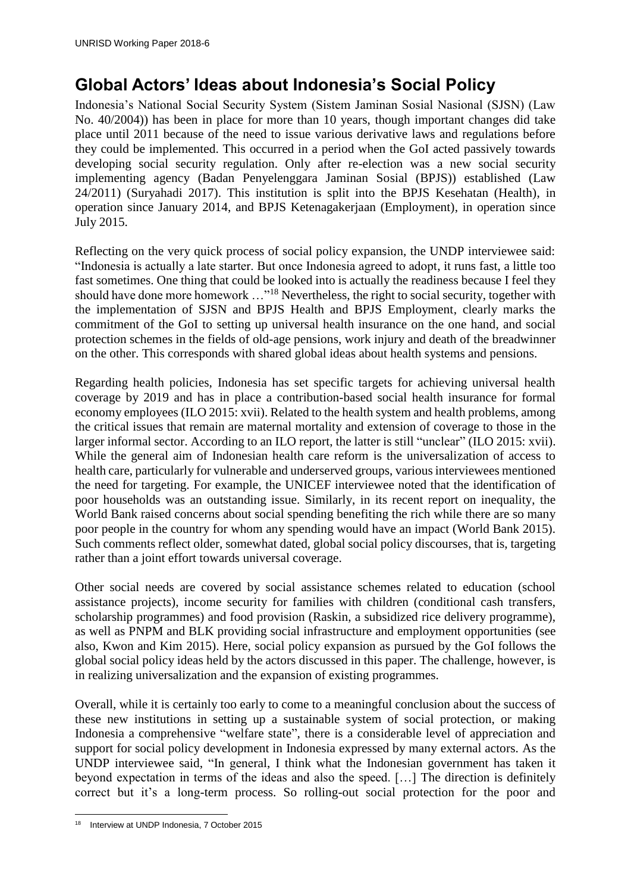## Global Actors' Ideas about Indonesia's Social Policy

Indonesia's National Social Security System (Sistem Jaminan Sosial Nasional (SJSN) (Law No. 40/2004)) has been in place for more than 10 years, though important changes did take place until 2011 because of the need to issue various derivative laws and regulations before they could be implemented. This occurred in a period when the GoI acted passively towards developing social security regulation. Only after re-election was a new social security implementing agency (Badan Penyelenggara Jaminan Sosial (BPJS)) established (Law 24/2011) (Suryahadi 2017). This institution is split into the BPJS Kesehatan (Health), in operation since January 2014, and BPJS Ketenagakerjaan (Employment), in operation since July 2015.

Reflecting on the very quick process of social policy expansion, the UNDP interviewee said: "Indonesia is actually a late starter. But once Indonesia agreed to adopt, it runs fast, a little too fast sometimes. One thing that could be looked into is actually the readiness because I feel they should have done more homework …"[18] Nevertheless, the right to social security, together with the implementation of SJSN and BPJS Health and BPJS Employment, clearly marks the commitment of the GoI to setting up universal health insurance on the one hand, and social protection schemes in the fields of old-age pensions, work injury and death of the breadwinner on the other. This corresponds with shared global ideas about health systems and pensions.

Regarding health policies, Indonesia has set specific targets for achieving universal health coverage by 2019 and has in place a contribution-based social health insurance for formal economy employees (ILO 2015: xvii). Related to the health system and health problems, among the critical issues that remain are maternal mortality and extension of coverage to those in the larger informal sector. According to an ILO report, the latter is still "unclear" (ILO 2015: xvii). While the general aim of Indonesian health care reform is the universalization of access to health care, particularly for vulnerable and underserved groups, various interviewees mentioned the need for targeting. For example, the UNICEF interviewee noted that the identification of poor households was an outstanding issue. Similarly, in its recent report on inequality, the World Bank raised concerns about social spending benefiting the rich while there are so many poor people in the country for whom any spending would have an impact (World Bank 2015). Such comments reflect older, somewhat dated, global social policy discourses, that is, targeting rather than a joint effort towards universal coverage.

Other social needs are covered by social assistance schemes related to education (school assistance projects), income security for families with children (conditional cash transfers, scholarship programmes) and food provision (Raskin, a subsidized rice delivery programme), as well as PNPM and BLK providing social infrastructure and employment opportunities (see also, Kwon and Kim 2015). Here, social policy expansion as pursued by the GoI follows the global social policy ideas held by the actors discussed in this paper. The challenge, however, is in realizing universalization and the expansion of existing programmes.

Overall, while it is certainly too early to come to a meaningful conclusion about the success of these new institutions in setting up a sustainable system of social protection, or making Indonesia a comprehensive "welfare state", there is a considerable level of appreciation and support for social policy development in Indonesia expressed by many external actors. As the UNDP interviewee said, "In general, I think what the Indonesian government has taken it beyond expectation in terms of the ideas and also the speed. […] The direction is definitely correct but it's a long-term process. So rolling-out social protection for the poor and

---

[18] Interview at UNDP Indonesia, 7 October 2015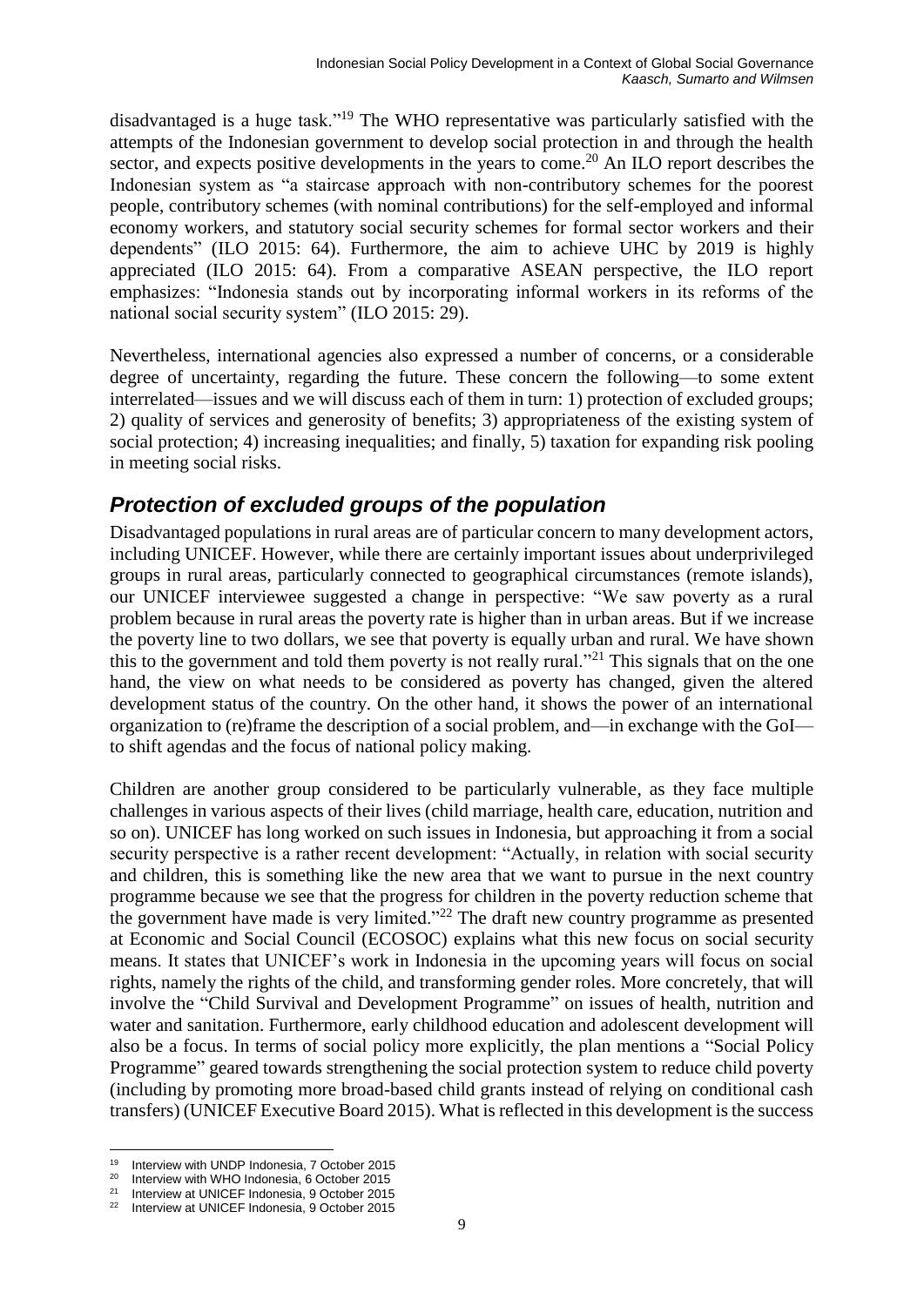disadvantaged is a huge task."[19] The WHO representative was particularly satisfied with the attempts of the Indonesian government to develop social protection in and through the health sector, and expects positive developments in the years to come.[20] An ILO report describes the Indonesian system as "a staircase approach with non-contributory schemes for the poorest people, contributory schemes (with nominal contributions) for the self-employed and informal economy workers, and statutory social security schemes for formal sector workers and their dependents" (ILO 2015: 64). Furthermore, the aim to achieve UHC by 2019 is highly appreciated (ILO 2015: 64). From a comparative ASEAN perspective, the ILO report emphasizes: "Indonesia stands out by incorporating informal workers in its reforms of the national social security system" (ILO 2015: 29).

Nevertheless, international agencies also expressed a number of concerns, or a considerable degree of uncertainty, regarding the future. These concern the following—to some extent interrelated—issues and we will discuss each of them in turn: 1) protection of excluded groups; 2) quality of services and generosity of benefits; 3) appropriateness of the existing system of social protection; 4) increasing inequalities; and finally, 5) taxation for expanding risk pooling in meeting social risks.

## *Protection of excluded groups of the population*

Disadvantaged populations in rural areas are of particular concern to many development actors, including UNICEF. However, while there are certainly important issues about underprivileged groups in rural areas, particularly connected to geographical circumstances (remote islands), our UNICEF interviewee suggested a change in perspective: "We saw poverty as a rural problem because in rural areas the poverty rate is higher than in urban areas. But if we increase the poverty line to two dollars, we see that poverty is equally urban and rural. We have shown this to the government and told them poverty is not really rural."[21] This signals that on the one hand, the view on what needs to be considered as poverty has changed, given the altered development status of the country. On the other hand, it shows the power of an international organization to (re)frame the description of a social problem, and—in exchange with the GoI—to shift agendas and the focus of national policy making.

Children are another group considered to be particularly vulnerable, as they face multiple challenges in various aspects of their lives (child marriage, health care, education, nutrition and so on). UNICEF has long worked on such issues in Indonesia, but approaching it from a social security perspective is a rather recent development: "Actually, in relation with social security and children, this is something like the new area that we want to pursue in the next country programme because we see that the progress for children in the poverty reduction scheme that the government have made is very limited."[22] The draft new country programme as presented at Economic and Social Council (ECOSOC) explains what this new focus on social security means. It states that UNICEF's work in Indonesia in the upcoming years will focus on social rights, namely the rights of the child, and transforming gender roles. More concretely, that will involve the "Child Survival and Development Programme" on issues of health, nutrition and water and sanitation. Furthermore, early childhood education and adolescent development will also be a focus. In terms of social policy more explicitly, the plan mentions a "Social Policy Programme" geared towards strengthening the social protection system to reduce child poverty (including by promoting more broad-based child grants instead of relying on conditional cash transfers) (UNICEF Executive Board 2015). What is reflected in this development is the success

[19] Interview with UNDP Indonesia, 7 October 2015
[20] Interview with WHO Indonesia, 6 October 2015
[21] Interview at UNICEF Indonesia, 9 October 2015
[22] Interview at UNICEF Indonesia, 9 October 2015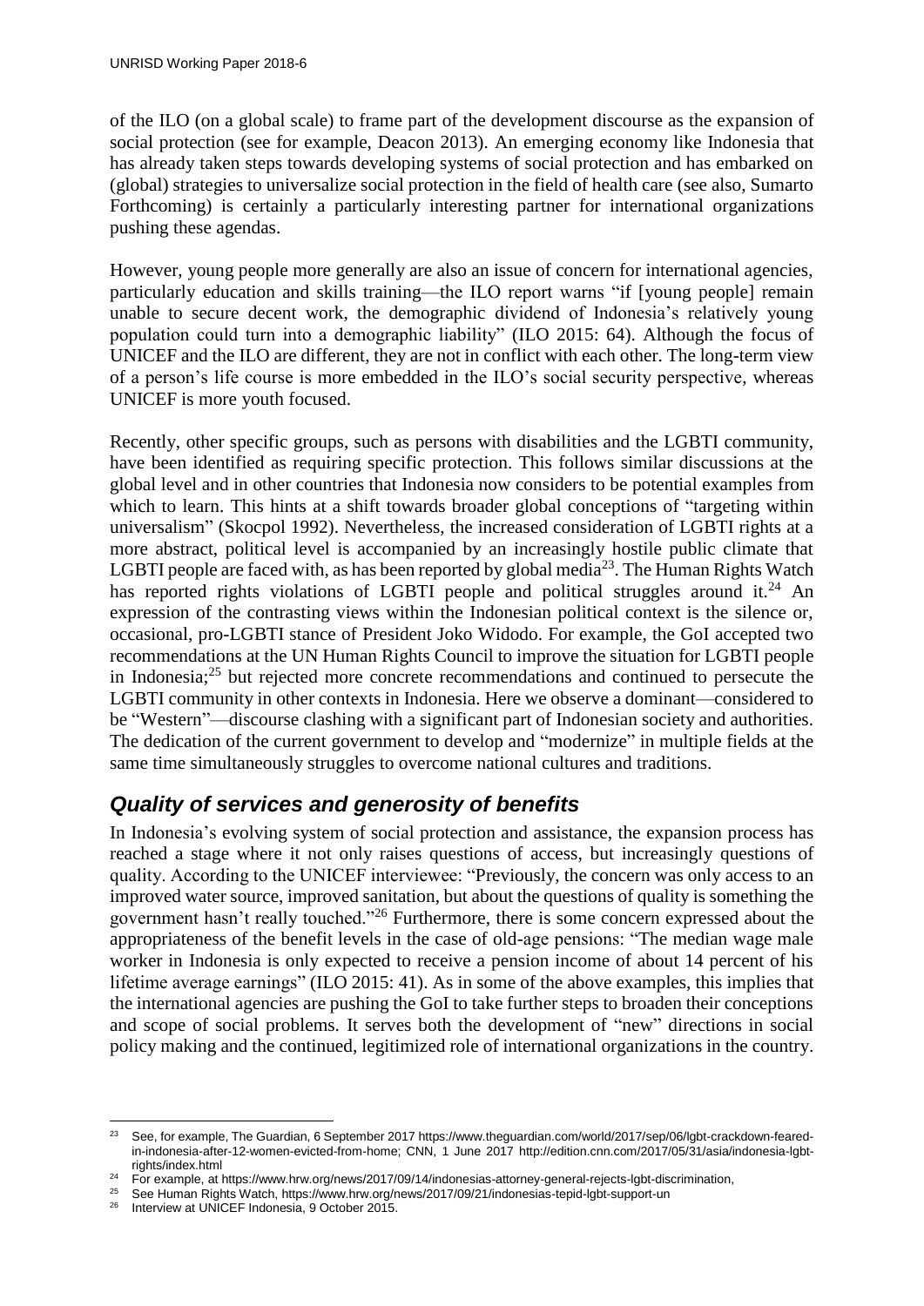of the ILO (on a global scale) to frame part of the development discourse as the expansion of social protection (see for example, Deacon 2013). An emerging economy like Indonesia that has already taken steps towards developing systems of social protection and has embarked on (global) strategies to universalize social protection in the field of health care (see also, Sumarto Forthcoming) is certainly a particularly interesting partner for international organizations pushing these agendas.

However, young people more generally are also an issue of concern for international agencies, particularly education and skills training—the ILO report warns "if [young people] remain unable to secure decent work, the demographic dividend of Indonesia's relatively young population could turn into a demographic liability" (ILO 2015: 64). Although the focus of UNICEF and the ILO are different, they are not in conflict with each other. The long-term view of a person's life course is more embedded in the ILO's social security perspective, whereas UNICEF is more youth focused.

Recently, other specific groups, such as persons with disabilities and the LGBTI community, have been identified as requiring specific protection. This follows similar discussions at the global level and in other countries that Indonesia now considers to be potential examples from which to learn. This hints at a shift towards broader global conceptions of "targeting within universalism" (Skocpol 1992). Nevertheless, the increased consideration of LGBTI rights at a more abstract, political level is accompanied by an increasingly hostile public climate that LGBTI people are faced with, as has been reported by global media[23]. The Human Rights Watch has reported rights violations of LGBTI people and political struggles around it.[24] An expression of the contrasting views within the Indonesian political context is the silence or, occasional, pro-LGBTI stance of President Joko Widodo. For example, the GoI accepted two recommendations at the UN Human Rights Council to improve the situation for LGBTI people in Indonesia;[25] but rejected more concrete recommendations and continued to persecute the LGBTI community in other contexts in Indonesia. Here we observe a dominant—considered to be "Western"—discourse clashing with a significant part of Indonesian society and authorities. The dedication of the current government to develop and "modernize" in multiple fields at the same time simultaneously struggles to overcome national cultures and traditions.

## *Quality of services and generosity of benefits*

In Indonesia's evolving system of social protection and assistance, the expansion process has reached a stage where it not only raises questions of access, but increasingly questions of quality. According to the UNICEF interviewee: "Previously, the concern was only access to an improved water source, improved sanitation, but about the questions of quality is something the government hasn't really touched."[26] Furthermore, there is some concern expressed about the appropriateness of the benefit levels in the case of old-age pensions: "The median wage male worker in Indonesia is only expected to receive a pension income of about 14 percent of his lifetime average earnings" (ILO 2015: 41). As in some of the above examples, this implies that the international agencies are pushing the GoI to take further steps to broaden their conceptions and scope of social problems. It serves both the development of "new" directions in social policy making and the continued, legitimized role of international organizations in the country.

---

[23] See, for example, The Guardian, 6 September 2017 https://www.theguardian.com/world/2017/sep/06/lgbt-crackdown-feared-in-indonesia-after-12-women-evicted-from-home; CNN, 1 June 2017 http://edition.cnn.com/2017/05/31/asia/indonesia-lgbt-rights/index.html

[24] For example, at https://www.hrw.org/news/2017/09/14/indonesias-attorney-general-rejects-lgbt-discrimination,

[25] See Human Rights Watch, https://www.hrw.org/news/2017/09/21/indonesias-tepid-lgbt-support-un

[26] Interview at UNICEF Indonesia, 9 October 2015.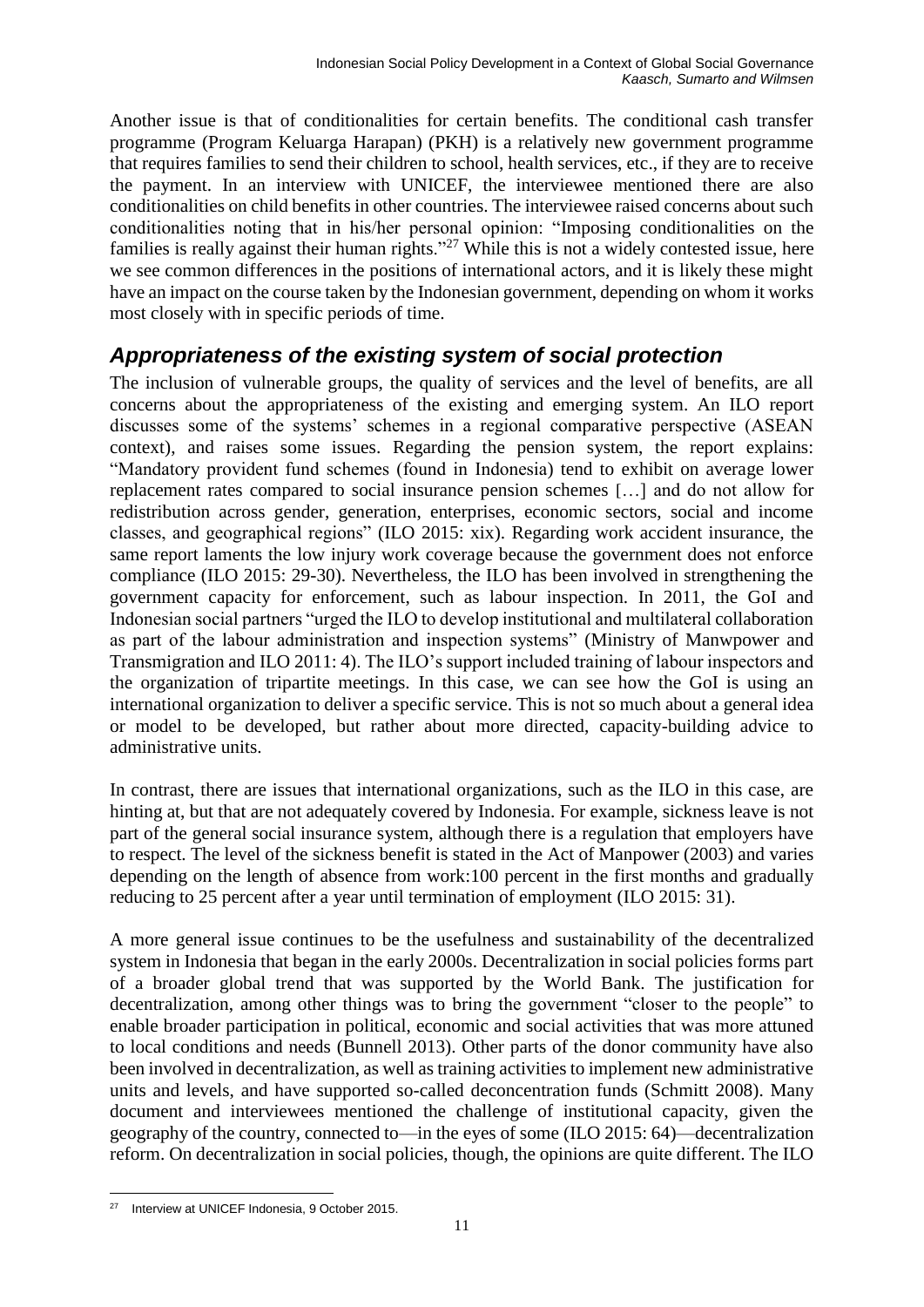Another issue is that of conditionalities for certain benefits. The conditional cash transfer programme (Program Keluarga Harapan) (PKH) is a relatively new government programme that requires families to send their children to school, health services, etc., if they are to receive the payment. In an interview with UNICEF, the interviewee mentioned there are also conditionalities on child benefits in other countries. The interviewee raised concerns about such conditionalities noting that in his/her personal opinion: "Imposing conditionalities on the families is really against their human rights."[27] While this is not a widely contested issue, here we see common differences in the positions of international actors, and it is likely these might have an impact on the course taken by the Indonesian government, depending on whom it works most closely with in specific periods of time.

## *Appropriateness of the existing system of social protection*

The inclusion of vulnerable groups, the quality of services and the level of benefits, are all concerns about the appropriateness of the existing and emerging system. An ILO report discusses some of the systems' schemes in a regional comparative perspective (ASEAN context), and raises some issues. Regarding the pension system, the report explains: "Mandatory provident fund schemes (found in Indonesia) tend to exhibit on average lower replacement rates compared to social insurance pension schemes […] and do not allow for redistribution across gender, generation, enterprises, economic sectors, social and income classes, and geographical regions" (ILO 2015: xix). Regarding work accident insurance, the same report laments the low injury work coverage because the government does not enforce compliance (ILO 2015: 29-30). Nevertheless, the ILO has been involved in strengthening the government capacity for enforcement, such as labour inspection. In 2011, the GoI and Indonesian social partners "urged the ILO to develop institutional and multilateral collaboration as part of the labour administration and inspection systems" (Ministry of Manwpower and Transmigration and ILO 2011: 4). The ILO's support included training of labour inspectors and the organization of tripartite meetings. In this case, we can see how the GoI is using an international organization to deliver a specific service. This is not so much about a general idea or model to be developed, but rather about more directed, capacity-building advice to administrative units.

In contrast, there are issues that international organizations, such as the ILO in this case, are hinting at, but that are not adequately covered by Indonesia. For example, sickness leave is not part of the general social insurance system, although there is a regulation that employers have to respect. The level of the sickness benefit is stated in the Act of Manpower (2003) and varies depending on the length of absence from work:100 percent in the first months and gradually reducing to 25 percent after a year until termination of employment (ILO 2015: 31).

A more general issue continues to be the usefulness and sustainability of the decentralized system in Indonesia that began in the early 2000s. Decentralization in social policies forms part of a broader global trend that was supported by the World Bank. The justification for decentralization, among other things was to bring the government "closer to the people" to enable broader participation in political, economic and social activities that was more attuned to local conditions and needs (Bunnell 2013). Other parts of the donor community have also been involved in decentralization, as well as training activities to implement new administrative units and levels, and have supported so-called deconcentration funds (Schmitt 2008). Many document and interviewees mentioned the challenge of institutional capacity, given the geography of the country, connected to—in the eyes of some (ILO 2015: 64)—decentralization reform. On decentralization in social policies, though, the opinions are quite different. The ILO

[27] Interview at UNICEF Indonesia, 9 October 2015.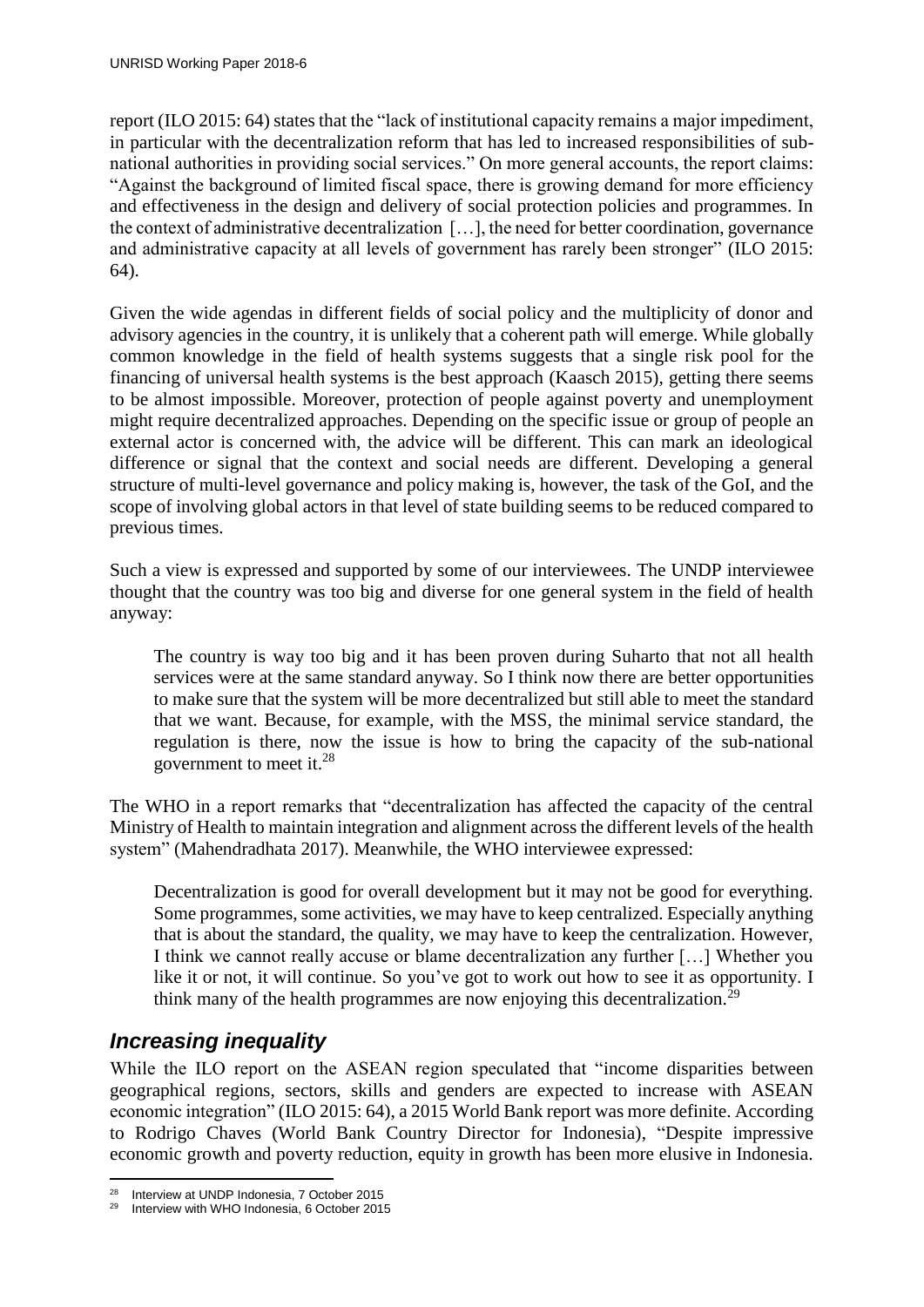report (ILO 2015: 64) states that the "lack of institutional capacity remains a major impediment, in particular with the decentralization reform that has led to increased responsibilities of sub-national authorities in providing social services." On more general accounts, the report claims: "Against the background of limited fiscal space, there is growing demand for more efficiency and effectiveness in the design and delivery of social protection policies and programmes. In the context of administrative decentralization […], the need for better coordination, governance and administrative capacity at all levels of government has rarely been stronger" (ILO 2015: 64).

Given the wide agendas in different fields of social policy and the multiplicity of donor and advisory agencies in the country, it is unlikely that a coherent path will emerge. While globally common knowledge in the field of health systems suggests that a single risk pool for the financing of universal health systems is the best approach (Kaasch 2015), getting there seems to be almost impossible. Moreover, protection of people against poverty and unemployment might require decentralized approaches. Depending on the specific issue or group of people an external actor is concerned with, the advice will be different. This can mark an ideological difference or signal that the context and social needs are different. Developing a general structure of multi-level governance and policy making is, however, the task of the GoI, and the scope of involving global actors in that level of state building seems to be reduced compared to previous times.

Such a view is expressed and supported by some of our interviewees. The UNDP interviewee thought that the country was too big and diverse for one general system in the field of health anyway:

> The country is way too big and it has been proven during Suharto that not all health services were at the same standard anyway. So I think now there are better opportunities to make sure that the system will be more decentralized but still able to meet the standard that we want. Because, for example, with the MSS, the minimal service standard, the regulation is there, now the issue is how to bring the capacity of the sub-national government to meet it.[28]

The WHO in a report remarks that "decentralization has affected the capacity of the central Ministry of Health to maintain integration and alignment across the different levels of the health system" (Mahendradhata 2017). Meanwhile, the WHO interviewee expressed:

> Decentralization is good for overall development but it may not be good for everything. Some programmes, some activities, we may have to keep centralized. Especially anything that is about the standard, the quality, we may have to keep the centralization. However, I think we cannot really accuse or blame decentralization any further […] Whether you like it or not, it will continue. So you've got to work out how to see it as opportunity. I think many of the health programmes are now enjoying this decentralization.[29]

## *Increasing inequality*

While the ILO report on the ASEAN region speculated that "income disparities between geographical regions, sectors, skills and genders are expected to increase with ASEAN economic integration" (ILO 2015: 64), a 2015 World Bank report was more definite. According to Rodrigo Chaves (World Bank Country Director for Indonesia), "Despite impressive economic growth and poverty reduction, equity in growth has been more elusive in Indonesia.

---

[28] Interview at UNDP Indonesia, 7 October 2015

[29] Interview with WHO Indonesia, 6 October 2015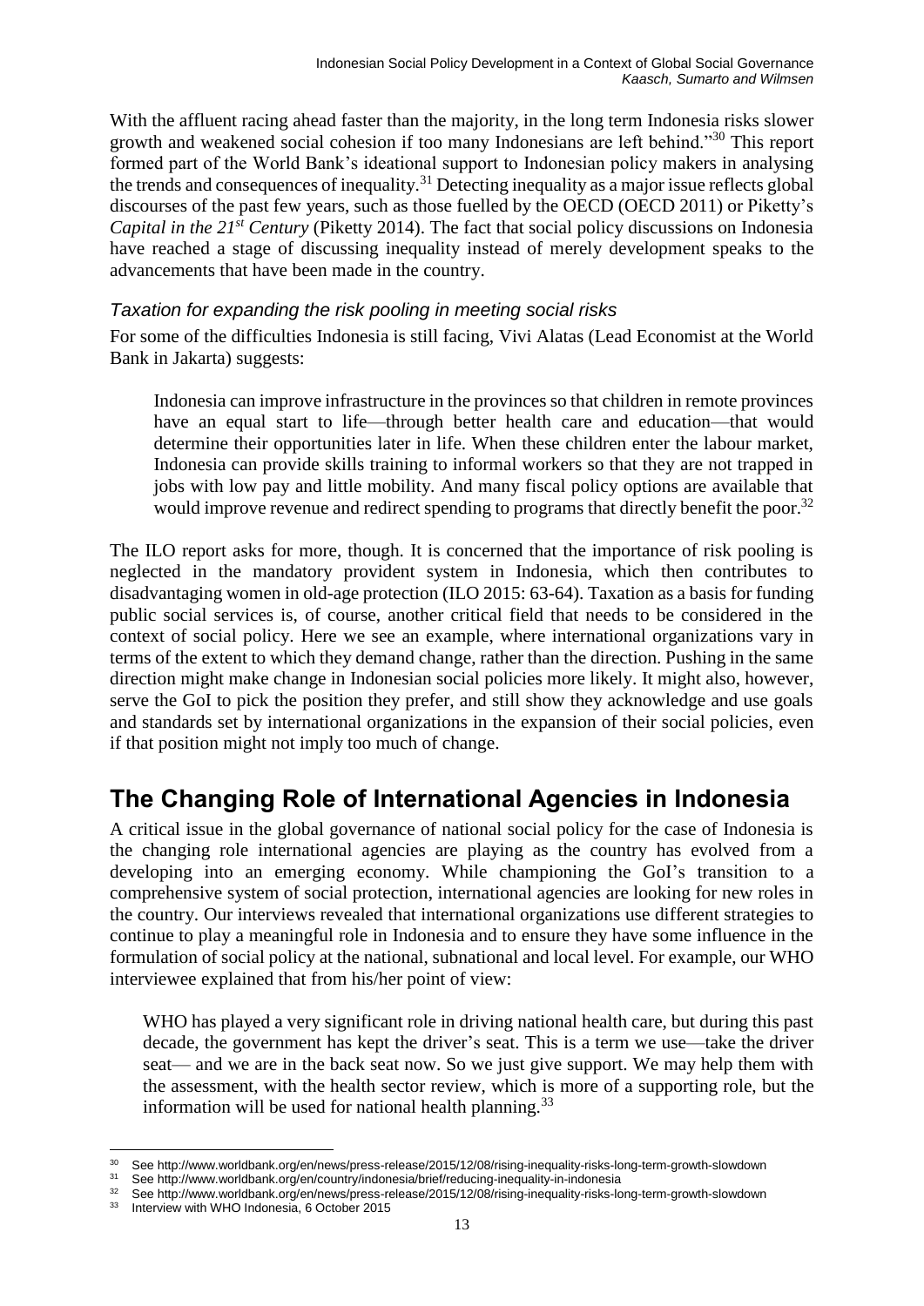With the affluent racing ahead faster than the majority, in the long term Indonesia risks slower growth and weakened social cohesion if too many Indonesians are left behind."[30] This report formed part of the World Bank's ideational support to Indonesian policy makers in analysing the trends and consequences of inequality.[31] Detecting inequality as a major issue reflects global discourses of the past few years, such as those fuelled by the OECD (OECD 2011) or Piketty's *Capital in the 21st Century* (Piketty 2014). The fact that social policy discussions on Indonesia have reached a stage of discussing inequality instead of merely development speaks to the advancements that have been made in the country.

### *Taxation for expanding the risk pooling in meeting social risks*

For some of the difficulties Indonesia is still facing, Vivi Alatas (Lead Economist at the World Bank in Jakarta) suggests:

> Indonesia can improve infrastructure in the provinces so that children in remote provinces have an equal start to life—through better health care and education—that would determine their opportunities later in life. When these children enter the labour market, Indonesia can provide skills training to informal workers so that they are not trapped in jobs with low pay and little mobility. And many fiscal policy options are available that would improve revenue and redirect spending to programs that directly benefit the poor.[32]

The ILO report asks for more, though. It is concerned that the importance of risk pooling is neglected in the mandatory provident system in Indonesia, which then contributes to disadvantaging women in old-age protection (ILO 2015: 63-64). Taxation as a basis for funding public social services is, of course, another critical field that needs to be considered in the context of social policy. Here we see an example, where international organizations vary in terms of the extent to which they demand change, rather than the direction. Pushing in the same direction might make change in Indonesian social policies more likely. It might also, however, serve the GoI to pick the position they prefer, and still show they acknowledge and use goals and standards set by international organizations in the expansion of their social policies, even if that position might not imply too much of change.

## The Changing Role of International Agencies in Indonesia

A critical issue in the global governance of national social policy for the case of Indonesia is the changing role international agencies are playing as the country has evolved from a developing into an emerging economy. While championing the GoI's transition to a comprehensive system of social protection, international agencies are looking for new roles in the country. Our interviews revealed that international organizations use different strategies to continue to play a meaningful role in Indonesia and to ensure they have some influence in the formulation of social policy at the national, subnational and local level. For example, our WHO interviewee explained that from his/her point of view:

> WHO has played a very significant role in driving national health care, but during this past decade, the government has kept the driver's seat. This is a term we use—take the driver seat— and we are in the back seat now. So we just give support. We may help them with the assessment, with the health sector review, which is more of a supporting role, but the information will be used for national health planning.[33]

---

[30] See http://www.worldbank.org/en/news/press-release/2015/12/08/rising-inequality-risks-long-term-growth-slowdown

[31] See http://www.worldbank.org/en/country/indonesia/brief/reducing-inequality-in-indonesia

[32] See http://www.worldbank.org/en/news/press-release/2015/12/08/rising-inequality-risks-long-term-growth-slowdown

[33] Interview with WHO Indonesia, 6 October 2015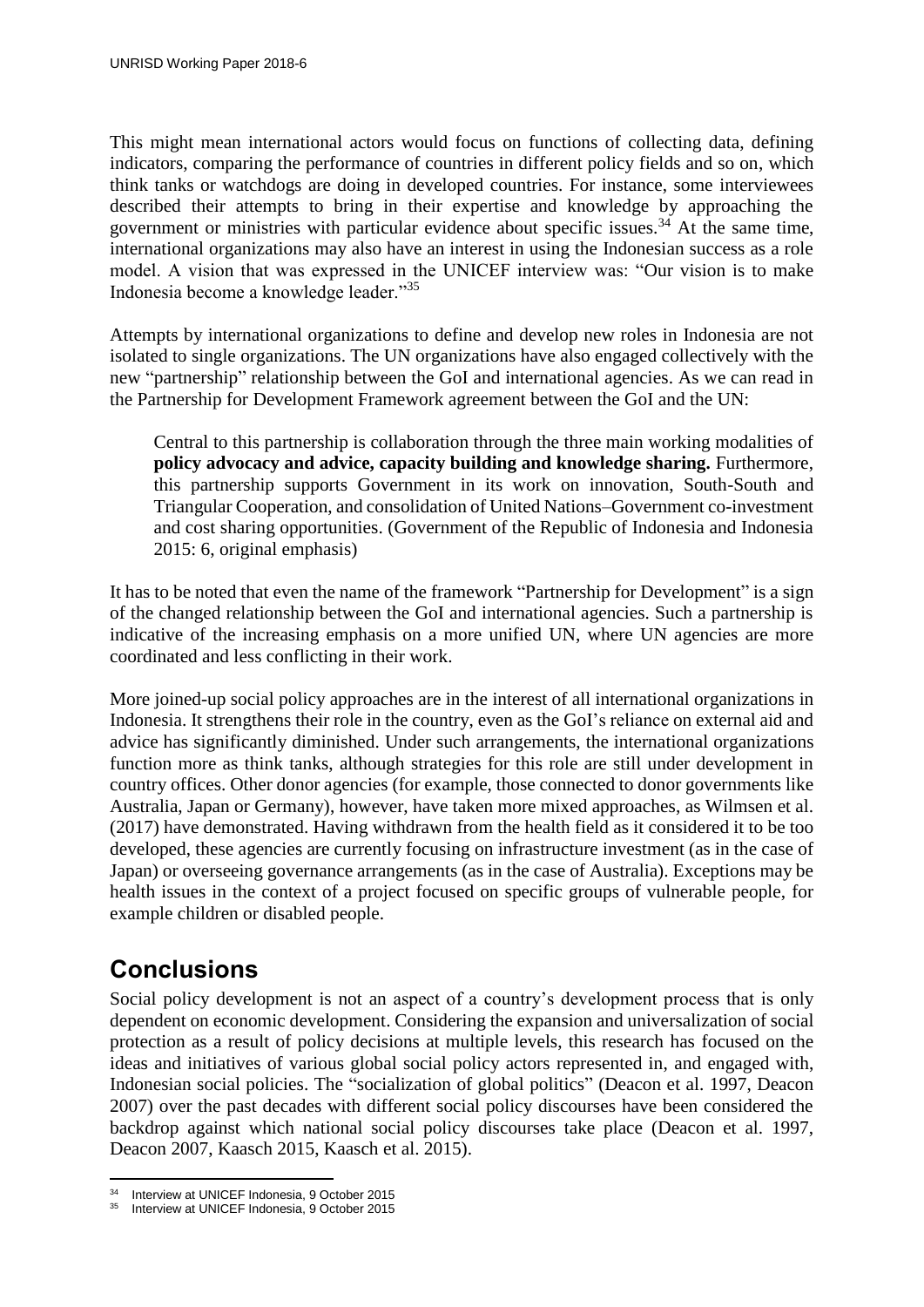This might mean international actors would focus on functions of collecting data, defining indicators, comparing the performance of countries in different policy fields and so on, which think tanks or watchdogs are doing in developed countries. For instance, some interviewees described their attempts to bring in their expertise and knowledge by approaching the government or ministries with particular evidence about specific issues.[34] At the same time, international organizations may also have an interest in using the Indonesian success as a role model. A vision that was expressed in the UNICEF interview was: "Our vision is to make Indonesia become a knowledge leader."[35]

Attempts by international organizations to define and develop new roles in Indonesia are not isolated to single organizations. The UN organizations have also engaged collectively with the new "partnership" relationship between the GoI and international agencies. As we can read in the Partnership for Development Framework agreement between the GoI and the UN:

> Central to this partnership is collaboration through the three main working modalities of **policy advocacy and advice, capacity building and knowledge sharing.** Furthermore, this partnership supports Government in its work on innovation, South-South and Triangular Cooperation, and consolidation of United Nations–Government co-investment and cost sharing opportunities. (Government of the Republic of Indonesia and Indonesia 2015: 6, original emphasis)

It has to be noted that even the name of the framework "Partnership for Development" is a sign of the changed relationship between the GoI and international agencies. Such a partnership is indicative of the increasing emphasis on a more unified UN, where UN agencies are more coordinated and less conflicting in their work.

More joined-up social policy approaches are in the interest of all international organizations in Indonesia. It strengthens their role in the country, even as the GoI's reliance on external aid and advice has significantly diminished. Under such arrangements, the international organizations function more as think tanks, although strategies for this role are still under development in country offices. Other donor agencies (for example, those connected to donor governments like Australia, Japan or Germany), however, have taken more mixed approaches, as Wilmsen et al. (2017) have demonstrated. Having withdrawn from the health field as it considered it to be too developed, these agencies are currently focusing on infrastructure investment (as in the case of Japan) or overseeing governance arrangements (as in the case of Australia). Exceptions may be health issues in the context of a project focused on specific groups of vulnerable people, for example children or disabled people.

## Conclusions

Social policy development is not an aspect of a country's development process that is only dependent on economic development. Considering the expansion and universalization of social protection as a result of policy decisions at multiple levels, this research has focused on the ideas and initiatives of various global social policy actors represented in, and engaged with, Indonesian social policies. The "socialization of global politics" (Deacon et al. 1997, Deacon 2007) over the past decades with different social policy discourses have been considered the backdrop against which national social policy discourses take place (Deacon et al. 1997, Deacon 2007, Kaasch 2015, Kaasch et al. 2015).

[34] Interview at UNICEF Indonesia, 9 October 2015

[35] Interview at UNICEF Indonesia, 9 October 2015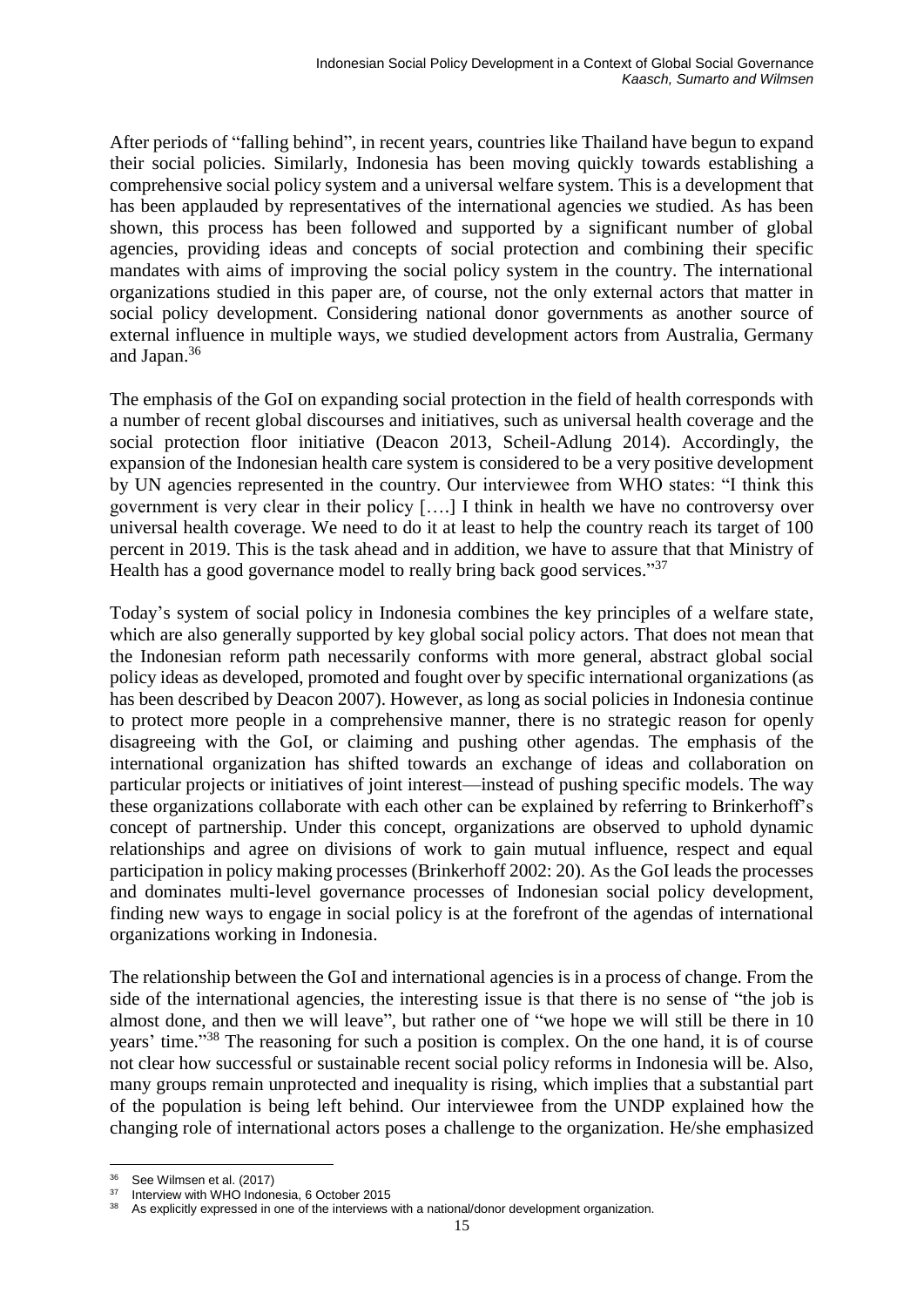After periods of "falling behind", in recent years, countries like Thailand have begun to expand their social policies. Similarly, Indonesia has been moving quickly towards establishing a comprehensive social policy system and a universal welfare system. This is a development that has been applauded by representatives of the international agencies we studied. As has been shown, this process has been followed and supported by a significant number of global agencies, providing ideas and concepts of social protection and combining their specific mandates with aims of improving the social policy system in the country. The international organizations studied in this paper are, of course, not the only external actors that matter in social policy development. Considering national donor governments as another source of external influence in multiple ways, we studied development actors from Australia, Germany and Japan.[36]

The emphasis of the GoI on expanding social protection in the field of health corresponds with a number of recent global discourses and initiatives, such as universal health coverage and the social protection floor initiative (Deacon 2013, Scheil-Adlung 2014). Accordingly, the expansion of the Indonesian health care system is considered to be a very positive development by UN agencies represented in the country. Our interviewee from WHO states: "I think this government is very clear in their policy [….] I think in health we have no controversy over universal health coverage. We need to do it at least to help the country reach its target of 100 percent in 2019. This is the task ahead and in addition, we have to assure that that Ministry of Health has a good governance model to really bring back good services."[37]

Today's system of social policy in Indonesia combines the key principles of a welfare state, which are also generally supported by key global social policy actors. That does not mean that the Indonesian reform path necessarily conforms with more general, abstract global social policy ideas as developed, promoted and fought over by specific international organizations (as has been described by Deacon 2007). However, as long as social policies in Indonesia continue to protect more people in a comprehensive manner, there is no strategic reason for openly disagreeing with the GoI, or claiming and pushing other agendas. The emphasis of the international organization has shifted towards an exchange of ideas and collaboration on particular projects or initiatives of joint interest—instead of pushing specific models. The way these organizations collaborate with each other can be explained by referring to Brinkerhoff's concept of partnership. Under this concept, organizations are observed to uphold dynamic relationships and agree on divisions of work to gain mutual influence, respect and equal participation in policy making processes (Brinkerhoff 2002: 20). As the GoI leads the processes and dominates multi-level governance processes of Indonesian social policy development, finding new ways to engage in social policy is at the forefront of the agendas of international organizations working in Indonesia.

The relationship between the GoI and international agencies is in a process of change. From the side of the international agencies, the interesting issue is that there is no sense of "the job is almost done, and then we will leave", but rather one of "we hope we will still be there in 10 years' time."[38] The reasoning for such a position is complex. On the one hand, it is of course not clear how successful or sustainable recent social policy reforms in Indonesia will be. Also, many groups remain unprotected and inequality is rising, which implies that a substantial part of the population is being left behind. Our interviewee from the UNDP explained how the changing role of international actors poses a challenge to the organization. He/she emphasized

[36] See Wilmsen et al. (2017)

[37] Interview with WHO Indonesia, 6 October 2015

[38] As explicitly expressed in one of the interviews with a national/donor development organization.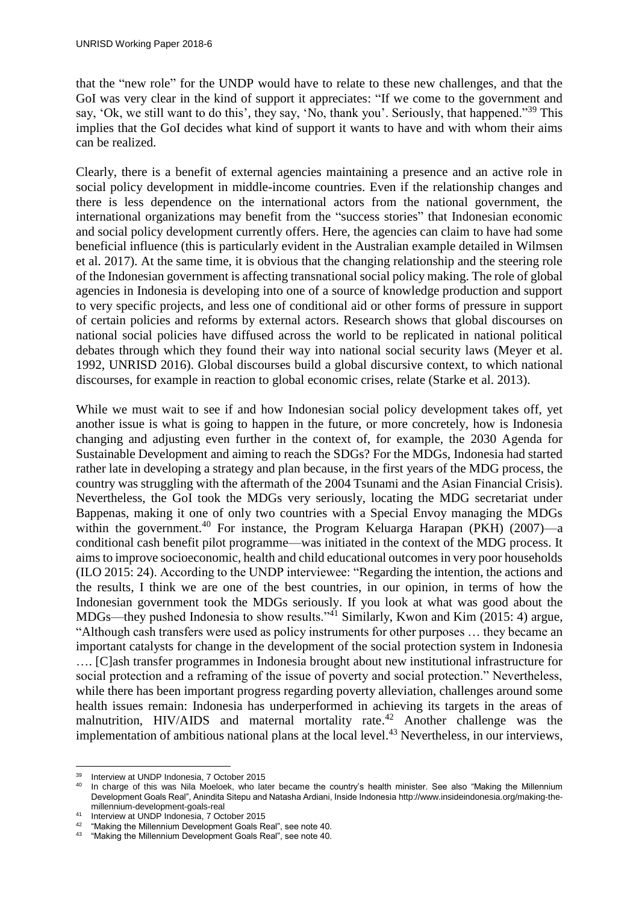that the "new role" for the UNDP would have to relate to these new challenges, and that the GoI was very clear in the kind of support it appreciates: "If we come to the government and say, 'Ok, we still want to do this', they say, 'No, thank you'. Seriously, that happened."[39] This implies that the GoI decides what kind of support it wants to have and with whom their aims can be realized.

Clearly, there is a benefit of external agencies maintaining a presence and an active role in social policy development in middle-income countries. Even if the relationship changes and there is less dependence on the international actors from the national government, the international organizations may benefit from the "success stories" that Indonesian economic and social policy development currently offers. Here, the agencies can claim to have had some beneficial influence (this is particularly evident in the Australian example detailed in Wilmsen et al. 2017). At the same time, it is obvious that the changing relationship and the steering role of the Indonesian government is affecting transnational social policy making. The role of global agencies in Indonesia is developing into one of a source of knowledge production and support to very specific projects, and less one of conditional aid or other forms of pressure in support of certain policies and reforms by external actors. Research shows that global discourses on national social policies have diffused across the world to be replicated in national political debates through which they found their way into national social security laws (Meyer et al. 1992, UNRISD 2016). Global discourses build a global discursive context, to which national discourses, for example in reaction to global economic crises, relate (Starke et al. 2013).

While we must wait to see if and how Indonesian social policy development takes off, yet another issue is what is going to happen in the future, or more concretely, how is Indonesia changing and adjusting even further in the context of, for example, the 2030 Agenda for Sustainable Development and aiming to reach the SDGs? For the MDGs, Indonesia had started rather late in developing a strategy and plan because, in the first years of the MDG process, the country was struggling with the aftermath of the 2004 Tsunami and the Asian Financial Crisis). Nevertheless, the GoI took the MDGs very seriously, locating the MDG secretariat under Bappenas, making it one of only two countries with a Special Envoy managing the MDGs within the government.[40] For instance, the Program Keluarga Harapan (PKH) (2007)—a conditional cash benefit pilot programme—was initiated in the context of the MDG process. It aims to improve socioeconomic, health and child educational outcomes in very poor households (ILO 2015: 24). According to the UNDP interviewee: "Regarding the intention, the actions and the results, I think we are one of the best countries, in our opinion, in terms of how the Indonesian government took the MDGs seriously. If you look at what was good about the MDGs—they pushed Indonesia to show results."[41] Similarly, Kwon and Kim (2015: 4) argue, "Although cash transfers were used as policy instruments for other purposes … they became an important catalysts for change in the development of the social protection system in Indonesia …. [C]ash transfer programmes in Indonesia brought about new institutional infrastructure for social protection and a reframing of the issue of poverty and social protection." Nevertheless, while there has been important progress regarding poverty alleviation, challenges around some health issues remain: Indonesia has underperformed in achieving its targets in the areas of malnutrition, HIV/AIDS and maternal mortality rate.[42] Another challenge was the implementation of ambitious national plans at the local level.[43] Nevertheless, in our interviews,

---

[39] Interview at UNDP Indonesia, 7 October 2015

[40] In charge of this was Nila Moeloek, who later became the country's health minister. See also "Making the Millennium Development Goals Real", Anindita Sitepu and Natasha Ardiani, Inside Indonesia http://www.insideindonesia.org/making-the-millennium-development-goals-real

[41] Interview at UNDP Indonesia, 7 October 2015

[42] "Making the Millennium Development Goals Real", see note 40.

[43] "Making the Millennium Development Goals Real", see note 40.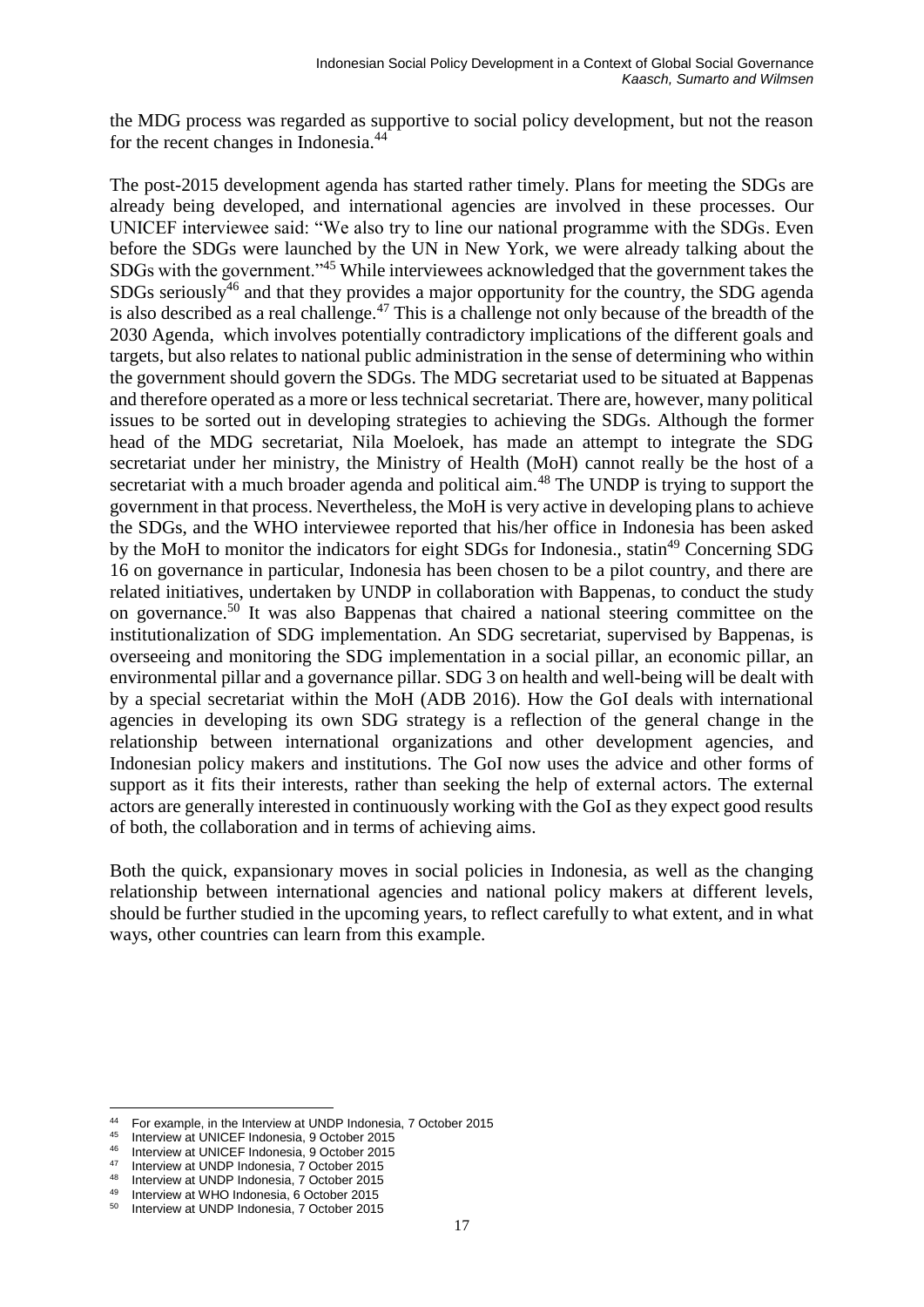the MDG process was regarded as supportive to social policy development, but not the reason for the recent changes in Indonesia.[44]

The post-2015 development agenda has started rather timely. Plans for meeting the SDGs are already being developed, and international agencies are involved in these processes. Our UNICEF interviewee said: "We also try to line our national programme with the SDGs. Even before the SDGs were launched by the UN in New York, we were already talking about the SDGs with the government."[45] While interviewees acknowledged that the government takes the SDGs seriously[46] and that they provides a major opportunity for the country, the SDG agenda is also described as a real challenge.[47] This is a challenge not only because of the breadth of the 2030 Agenda, which involves potentially contradictory implications of the different goals and targets, but also relates to national public administration in the sense of determining who within the government should govern the SDGs. The MDG secretariat used to be situated at Bappenas and therefore operated as a more or less technical secretariat. There are, however, many political issues to be sorted out in developing strategies to achieving the SDGs. Although the former head of the MDG secretariat, Nila Moeloek, has made an attempt to integrate the SDG secretariat under her ministry, the Ministry of Health (MoH) cannot really be the host of a secretariat with a much broader agenda and political aim.[48] The UNDP is trying to support the government in that process. Nevertheless, the MoH is very active in developing plans to achieve the SDGs, and the WHO interviewee reported that his/her office in Indonesia has been asked by the MoH to monitor the indicators for eight SDGs for Indonesia., statin[49] Concerning SDG 16 on governance in particular, Indonesia has been chosen to be a pilot country, and there are related initiatives, undertaken by UNDP in collaboration with Bappenas, to conduct the study on governance.[50] It was also Bappenas that chaired a national steering committee on the institutionalization of SDG implementation. An SDG secretariat, supervised by Bappenas, is overseeing and monitoring the SDG implementation in a social pillar, an economic pillar, an environmental pillar and a governance pillar. SDG 3 on health and well-being will be dealt with by a special secretariat within the MoH (ADB 2016). How the GoI deals with international agencies in developing its own SDG strategy is a reflection of the general change in the relationship between international organizations and other development agencies, and Indonesian policy makers and institutions. The GoI now uses the advice and other forms of support as it fits their interests, rather than seeking the help of external actors. The external actors are generally interested in continuously working with the GoI as they expect good results of both, the collaboration and in terms of achieving aims.

Both the quick, expansionary moves in social policies in Indonesia, as well as the changing relationship between international agencies and national policy makers at different levels, should be further studied in the upcoming years, to reflect carefully to what extent, and in what ways, other countries can learn from this example.

---

[44] For example, in the Interview at UNDP Indonesia, 7 October 2015
[45] Interview at UNICEF Indonesia, 9 October 2015
[46] Interview at UNICEF Indonesia, 9 October 2015
[47] Interview at UNDP Indonesia, 7 October 2015
[48] Interview at UNDP Indonesia, 7 October 2015
[49] Interview at WHO Indonesia, 6 October 2015
[50] Interview at UNDP Indonesia, 7 October 2015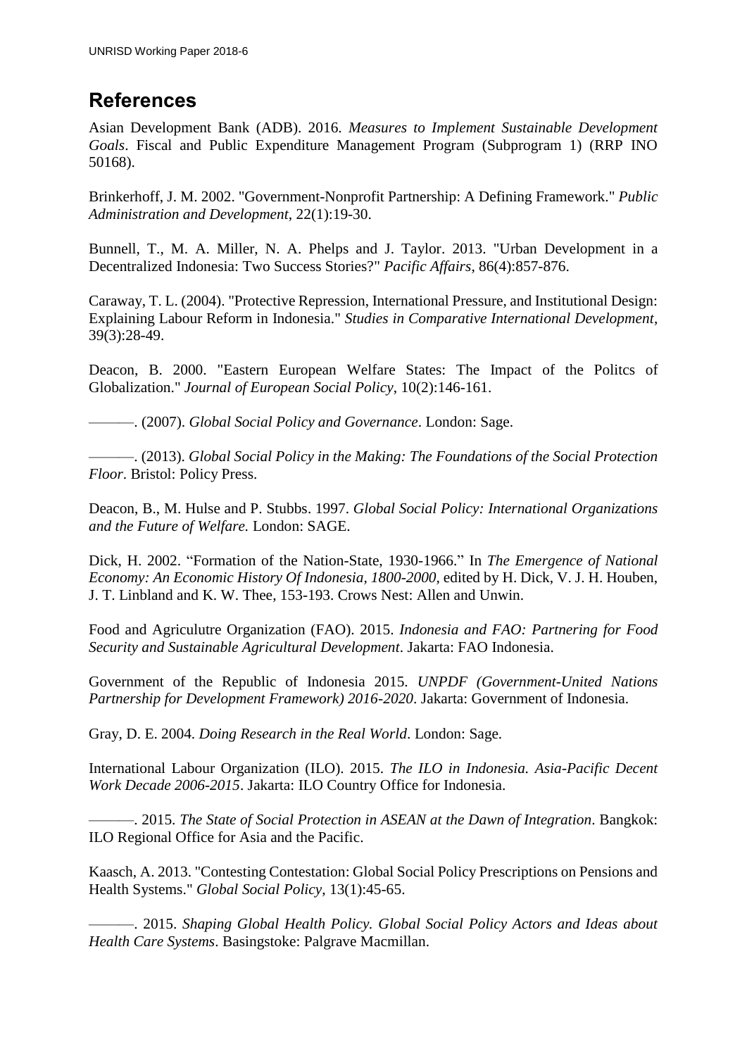## References

Asian Development Bank (ADB). 2016. *Measures to Implement Sustainable Development Goals*. Fiscal and Public Expenditure Management Program (Subprogram 1) (RRP INO 50168).

Brinkerhoff, J. M. 2002. "Government-Nonprofit Partnership: A Defining Framework." *Public Administration and Development*, 22(1):19-30.

Bunnell, T., M. A. Miller, N. A. Phelps and J. Taylor. 2013. "Urban Development in a Decentralized Indonesia: Two Success Stories?" *Pacific Affairs*, 86(4):857-876.

Caraway, T. L. (2004). "Protective Repression, International Pressure, and Institutional Design: Explaining Labour Reform in Indonesia." *Studies in Comparative International Development*, 39(3):28-49.

Deacon, B. 2000. "Eastern European Welfare States: The Impact of the Politcs of Globalization." *Journal of European Social Policy*, 10(2):146-161.

———. (2007). *Global Social Policy and Governance*. London: Sage.

———. (2013). *Global Social Policy in the Making: The Foundations of the Social Protection Floor*. Bristol: Policy Press.

Deacon, B., M. Hulse and P. Stubbs. 1997. *Global Social Policy: International Organizations and the Future of Welfare.* London: SAGE.

Dick, H. 2002. "Formation of the Nation-State, 1930-1966." In *The Emergence of National Economy: An Economic History Of Indonesia, 1800-2000*, edited by H. Dick, V. J. H. Houben, J. T. Linbland and K. W. Thee, 153-193. Crows Nest: Allen and Unwin.

Food and Agriculutre Organization (FAO). 2015. *Indonesia and FAO: Partnering for Food Security and Sustainable Agricultural Development*. Jakarta: FAO Indonesia.

Government of the Republic of Indonesia 2015. *UNPDF (Government-United Nations Partnership for Development Framework) 2016-2020*. Jakarta: Government of Indonesia.

Gray, D. E. 2004. *Doing Research in the Real World*. London: Sage.

International Labour Organization (ILO). 2015. *The ILO in Indonesia. Asia-Pacific Decent Work Decade 2006-2015*. Jakarta: ILO Country Office for Indonesia.

———. 2015. *The State of Social Protection in ASEAN at the Dawn of Integration*. Bangkok: ILO Regional Office for Asia and the Pacific.

Kaasch, A. 2013. "Contesting Contestation: Global Social Policy Prescriptions on Pensions and Health Systems." *Global Social Policy*, 13(1):45-65.

———. 2015. *Shaping Global Health Policy. Global Social Policy Actors and Ideas about Health Care Systems*. Basingstoke: Palgrave Macmillan.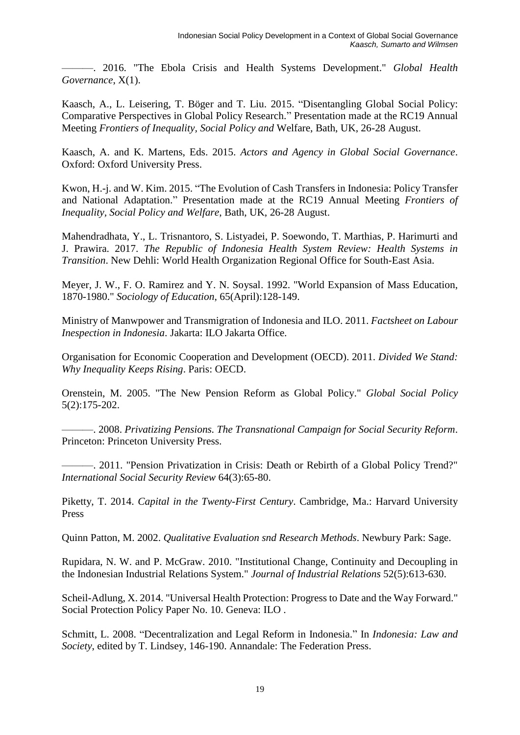———. 2016. "The Ebola Crisis and Health Systems Development." *Global Health Governance*, X(1).

Kaasch, A., L. Leisering, T. Böger and T. Liu. 2015. "Disentangling Global Social Policy: Comparative Perspectives in Global Policy Research." Presentation made at the RC19 Annual Meeting *Frontiers of Inequality, Social Policy and* Welfare, Bath, UK, 26-28 August.

Kaasch, A. and K. Martens, Eds. 2015. *Actors and Agency in Global Social Governance*. Oxford: Oxford University Press.

Kwon, H.-j. and W. Kim. 2015. "The Evolution of Cash Transfers in Indonesia: Policy Transfer and National Adaptation." Presentation made at the RC19 Annual Meeting *Frontiers of Inequality, Social Policy and Welfare*, Bath, UK, 26-28 August.

Mahendradhata, Y., L. Trisnantoro, S. Listyadei, P. Soewondo, T. Marthias, P. Harimurti and J. Prawira. 2017. *The Republic of Indonesia Health System Review: Health Systems in Transition*. New Dehli: World Health Organization Regional Office for South-East Asia.

Meyer, J. W., F. O. Ramirez and Y. N. Soysal. 1992. "World Expansion of Mass Education, 1870-1980." *Sociology of Education*, 65(April):128-149.

Ministry of Manwpower and Transmigration of Indonesia and ILO. 2011. *Factsheet on Labour Inespection in Indonesia*. Jakarta: ILO Jakarta Office.

Organisation for Economic Cooperation and Development (OECD). 2011. *Divided We Stand: Why Inequality Keeps Rising*. Paris: OECD.

Orenstein, M. 2005. "The New Pension Reform as Global Policy." *Global Social Policy* 5(2):175-202.

———. 2008. *Privatizing Pensions. The Transnational Campaign for Social Security Reform*. Princeton: Princeton University Press.

———. 2011. "Pension Privatization in Crisis: Death or Rebirth of a Global Policy Trend?" *International Social Security Review* 64(3):65-80.

Piketty, T. 2014. *Capital in the Twenty-First Century*. Cambridge, Ma.: Harvard University Press

Quinn Patton, M. 2002. *Qualitative Evaluation snd Research Methods*. Newbury Park: Sage.

Rupidara, N. W. and P. McGraw. 2010. "Institutional Change, Continuity and Decoupling in the Indonesian Industrial Relations System." *Journal of Industrial Relations* 52(5):613-630.

Scheil-Adlung, X. 2014. "Universal Health Protection: Progress to Date and the Way Forward." Social Protection Policy Paper No. 10. Geneva: ILO .

Schmitt, L. 2008. "Decentralization and Legal Reform in Indonesia." In *Indonesia: Law and Society*, edited by T. Lindsey, 146-190. Annandale: The Federation Press.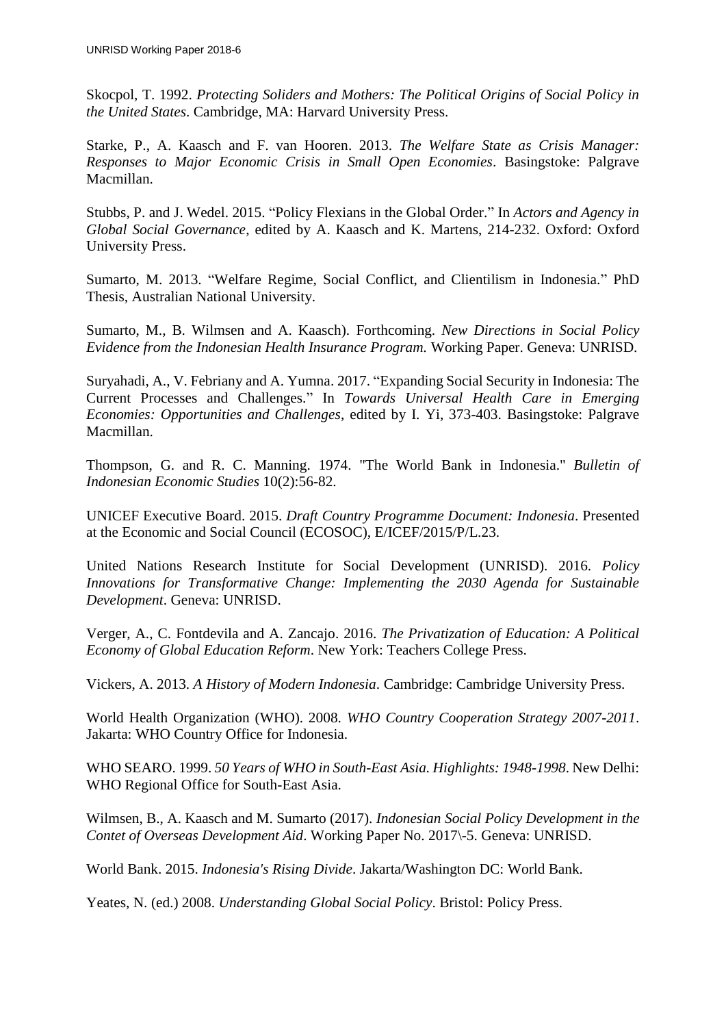Skocpol, T. 1992. *Protecting Soliders and Mothers: The Political Origins of Social Policy in the United States*. Cambridge, MA: Harvard University Press.

Starke, P., A. Kaasch and F. van Hooren. 2013. *The Welfare State as Crisis Manager: Responses to Major Economic Crisis in Small Open Economies*. Basingstoke: Palgrave Macmillan.

Stubbs, P. and J. Wedel. 2015. "Policy Flexians in the Global Order." In *Actors and Agency in Global Social Governance*, edited by A. Kaasch and K. Martens, 214-232. Oxford: Oxford University Press.

Sumarto, M. 2013. "Welfare Regime, Social Conflict, and Clientilism in Indonesia." PhD Thesis, Australian National University.

Sumarto, M., B. Wilmsen and A. Kaasch). Forthcoming. *New Directions in Social Policy Evidence from the Indonesian Health Insurance Program.* Working Paper. Geneva: UNRISD.

Suryahadi, A., V. Febriany and A. Yumna. 2017. "Expanding Social Security in Indonesia: The Current Processes and Challenges." In *Towards Universal Health Care in Emerging Economies: Opportunities and Challenges*, edited by I. Yi, 373-403. Basingstoke: Palgrave Macmillan.

Thompson, G. and R. C. Manning. 1974. "The World Bank in Indonesia." *Bulletin of Indonesian Economic Studies* 10(2):56-82.

UNICEF Executive Board. 2015. *Draft Country Programme Document: Indonesia*. Presented at the Economic and Social Council (ECOSOC), E/ICEF/2015/P/L.23.

United Nations Research Institute for Social Development (UNRISD). 2016. *Policy Innovations for Transformative Change: Implementing the 2030 Agenda for Sustainable Development*. Geneva: UNRISD.

Verger, A., C. Fontdevila and A. Zancajo. 2016. *The Privatization of Education: A Political Economy of Global Education Reform*. New York: Teachers College Press.

Vickers, A. 2013. *A History of Modern Indonesia*. Cambridge: Cambridge University Press.

World Health Organization (WHO). 2008. *WHO Country Cooperation Strategy 2007-2011*. Jakarta: WHO Country Office for Indonesia.

WHO SEARO. 1999. *50 Years of WHO in South-East Asia. Highlights: 1948-1998*. New Delhi: WHO Regional Office for South-East Asia.

Wilmsen, B., A. Kaasch and M. Sumarto (2017). *Indonesian Social Policy Development in the Contet of Overseas Development Aid*. Working Paper No. 2017\-5. Geneva: UNRISD.

World Bank. 2015. *Indonesia's Rising Divide*. Jakarta/Washington DC: World Bank.

Yeates, N. (ed.) 2008. *Understanding Global Social Policy*. Bristol: Policy Press.